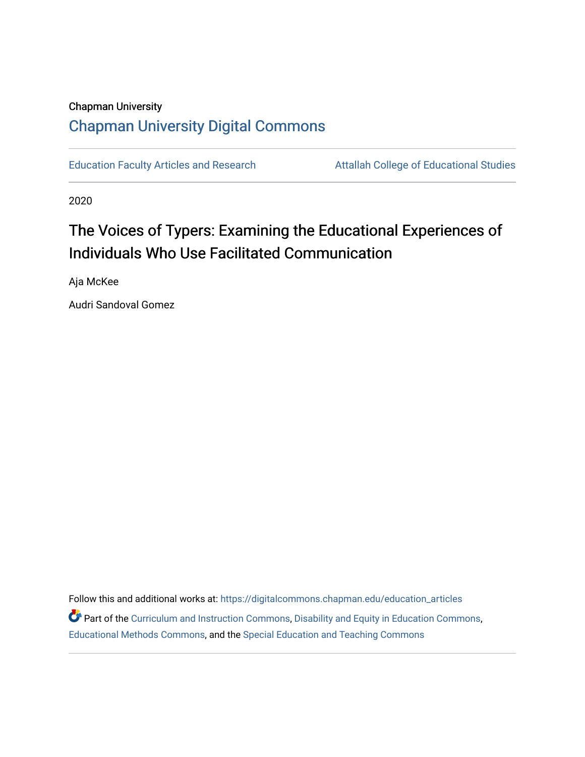Chapman University

## Chapman University Digital Commons

Education Faculty Articles and Research

Attallah College of Educational Studies

2020

# The Voices of Typers: Examining the Educational Experiences of Individuals Who Use Facilitated Communication

Aja McKee

Audri Sandoval Gomez

Follow this and additional works at: https://digitalcommons.chapman.edu/education_articles

Part of the Curriculum and Instruction Commons, Disability and Equity in Education Commons, Educational Methods Commons, and the Special Education and Teaching Commons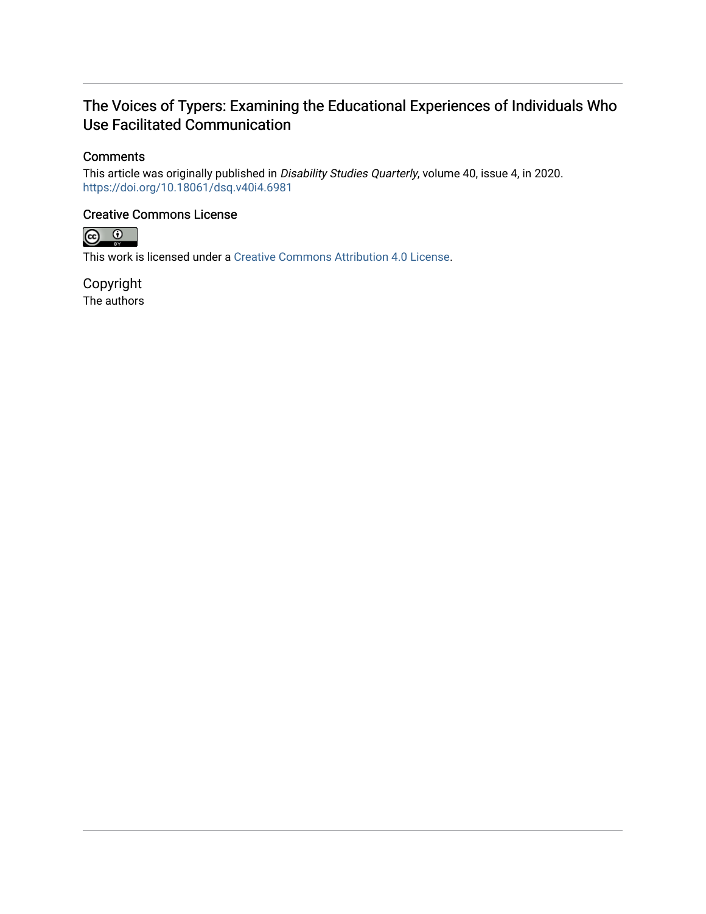# The Voices of Typers: Examining the Educational Experiences of Individuals Who Use Facilitated Communication

## Comments

This article was originally published in *Disability Studies Quarterly*, volume 40, issue 4, in 2020. https://doi.org/10.18061/dsq.v40i4.6981

## Creative Commons License

This work is licensed under a Creative Commons Attribution 4.0 License.

## Copyright

The authors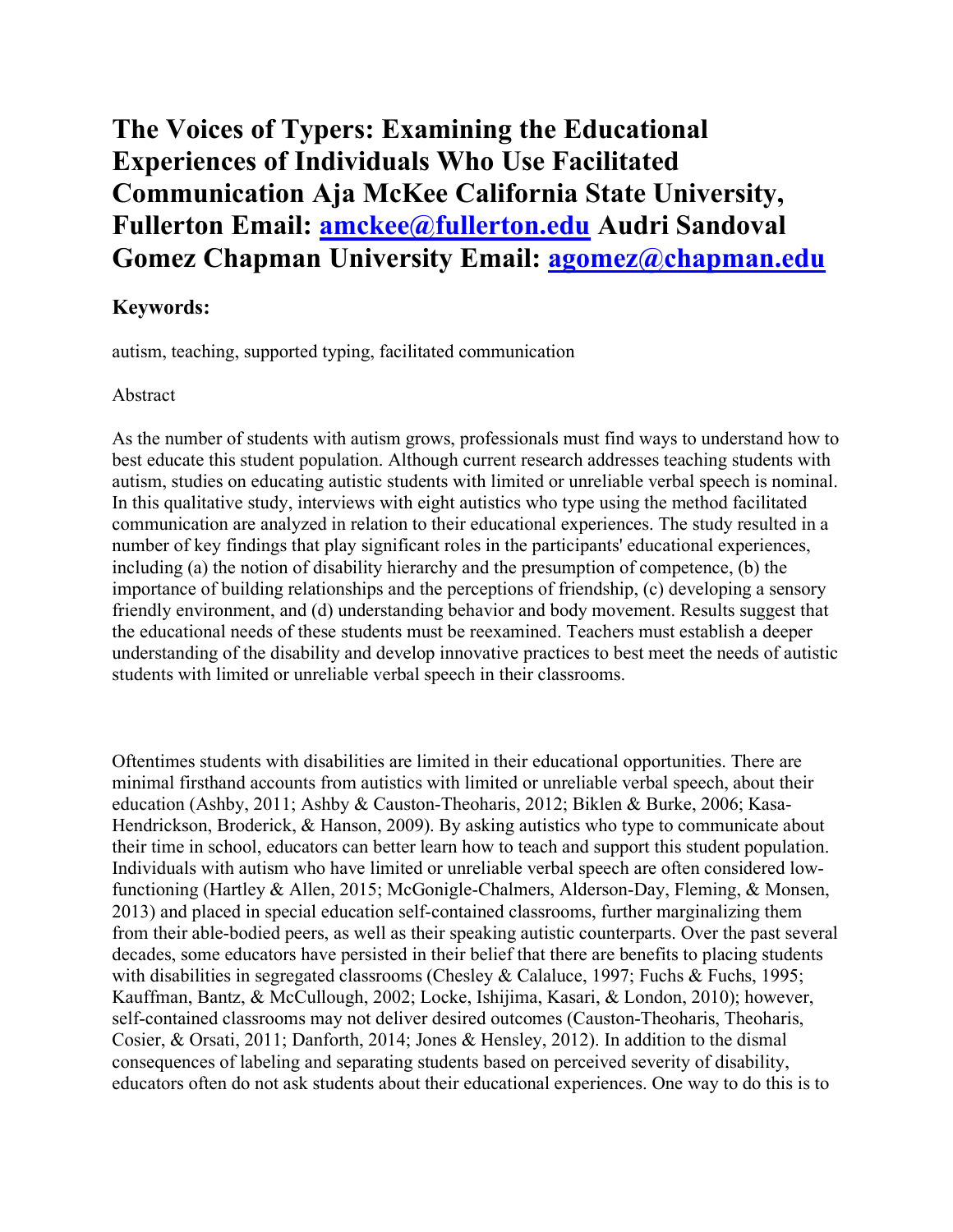# The Voices of Typers: Examining the Educational Experiences of Individuals Who Use Facilitated Communication Aja McKee California State University, Fullerton Email: amckee@fullerton.edu Audri Sandoval Gomez Chapman University Email: agomez@chapman.edu

### Keywords:

autism, teaching, supported typing, facilitated communication

Abstract

As the number of students with autism grows, professionals must find ways to understand how to best educate this student population. Although current research addresses teaching students with autism, studies on educating autistic students with limited or unreliable verbal speech is nominal. In this qualitative study, interviews with eight autistics who type using the method facilitated communication are analyzed in relation to their educational experiences. The study resulted in a number of key findings that play significant roles in the participants' educational experiences, including (a) the notion of disability hierarchy and the presumption of competence, (b) the importance of building relationships and the perceptions of friendship, (c) developing a sensory friendly environment, and (d) understanding behavior and body movement. Results suggest that the educational needs of these students must be reexamined. Teachers must establish a deeper understanding of the disability and develop innovative practices to best meet the needs of autistic students with limited or unreliable verbal speech in their classrooms.

Oftentimes students with disabilities are limited in their educational opportunities. There are minimal firsthand accounts from autistics with limited or unreliable verbal speech, about their education (Ashby, 2011; Ashby & Causton-Theoharis, 2012; Biklen & Burke, 2006; Kasa-Hendrickson, Broderick, & Hanson, 2009). By asking autistics who type to communicate about their time in school, educators can better learn how to teach and support this student population. Individuals with autism who have limited or unreliable verbal speech are often considered low-functioning (Hartley & Allen, 2015; McGonigle-Chalmers, Alderson-Day, Fleming, & Monsen, 2013) and placed in special education self-contained classrooms, further marginalizing them from their able-bodied peers, as well as their speaking autistic counterparts. Over the past several decades, some educators have persisted in their belief that there are benefits to placing students with disabilities in segregated classrooms (Chesley & Calaluce, 1997; Fuchs & Fuchs, 1995; Kauffman, Bantz, & McCullough, 2002; Locke, Ishijima, Kasari, & London, 2010); however, self-contained classrooms may not deliver desired outcomes (Causton-Theoharis, Theoharis, Cosier, & Orsati, 2011; Danforth, 2014; Jones & Hensley, 2012). In addition to the dismal consequences of labeling and separating students based on perceived severity of disability, educators often do not ask students about their educational experiences. One way to do this is to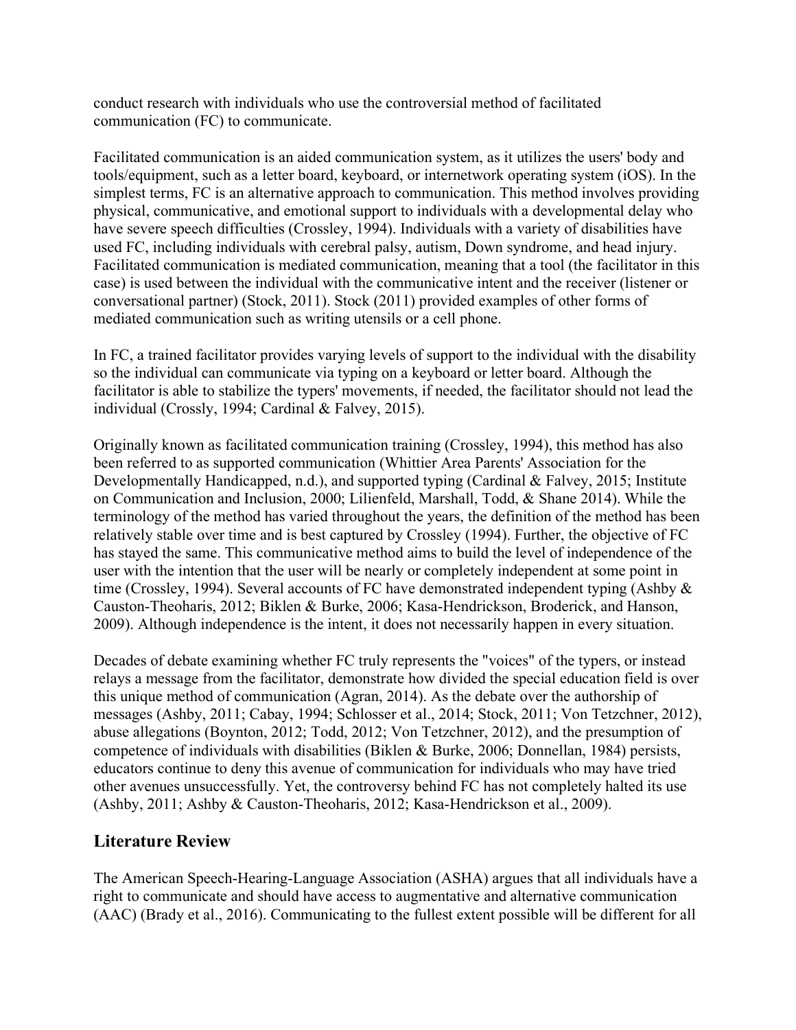conduct research with individuals who use the controversial method of facilitated communication (FC) to communicate.

Facilitated communication is an aided communication system, as it utilizes the users' body and tools/equipment, such as a letter board, keyboard, or internetwork operating system (iOS). In the simplest terms, FC is an alternative approach to communication. This method involves providing physical, communicative, and emotional support to individuals with a developmental delay who have severe speech difficulties (Crossley, 1994). Individuals with a variety of disabilities have used FC, including individuals with cerebral palsy, autism, Down syndrome, and head injury. Facilitated communication is mediated communication, meaning that a tool (the facilitator in this case) is used between the individual with the communicative intent and the receiver (listener or conversational partner) (Stock, 2011). Stock (2011) provided examples of other forms of mediated communication such as writing utensils or a cell phone.

In FC, a trained facilitator provides varying levels of support to the individual with the disability so the individual can communicate via typing on a keyboard or letter board. Although the facilitator is able to stabilize the typers' movements, if needed, the facilitator should not lead the individual (Crossly, 1994; Cardinal & Falvey, 2015).

Originally known as facilitated communication training (Crossley, 1994), this method has also been referred to as supported communication (Whittier Area Parents' Association for the Developmentally Handicapped, n.d.), and supported typing (Cardinal & Falvey, 2015; Institute on Communication and Inclusion, 2000; Lilienfeld, Marshall, Todd, & Shane 2014). While the terminology of the method has varied throughout the years, the definition of the method has been relatively stable over time and is best captured by Crossley (1994). Further, the objective of FC has stayed the same. This communicative method aims to build the level of independence of the user with the intention that the user will be nearly or completely independent at some point in time (Crossley, 1994). Several accounts of FC have demonstrated independent typing (Ashby & Causton-Theoharis, 2012; Biklen & Burke, 2006; Kasa-Hendrickson, Broderick, and Hanson, 2009). Although independence is the intent, it does not necessarily happen in every situation.

Decades of debate examining whether FC truly represents the "voices" of the typers, or instead relays a message from the facilitator, demonstrate how divided the special education field is over this unique method of communication (Agran, 2014). As the debate over the authorship of messages (Ashby, 2011; Cabay, 1994; Schlosser et al., 2014; Stock, 2011; Von Tetzchner, 2012), abuse allegations (Boynton, 2012; Todd, 2012; Von Tetzchner, 2012), and the presumption of competence of individuals with disabilities (Biklen & Burke, 2006; Donnellan, 1984) persists, educators continue to deny this avenue of communication for individuals who may have tried other avenues unsuccessfully. Yet, the controversy behind FC has not completely halted its use (Ashby, 2011; Ashby & Causton-Theoharis, 2012; Kasa-Hendrickson et al., 2009).

## Literature Review

The American Speech-Hearing-Language Association (ASHA) argues that all individuals have a right to communicate and should have access to augmentative and alternative communication (AAC) (Brady et al., 2016). Communicating to the fullest extent possible will be different for all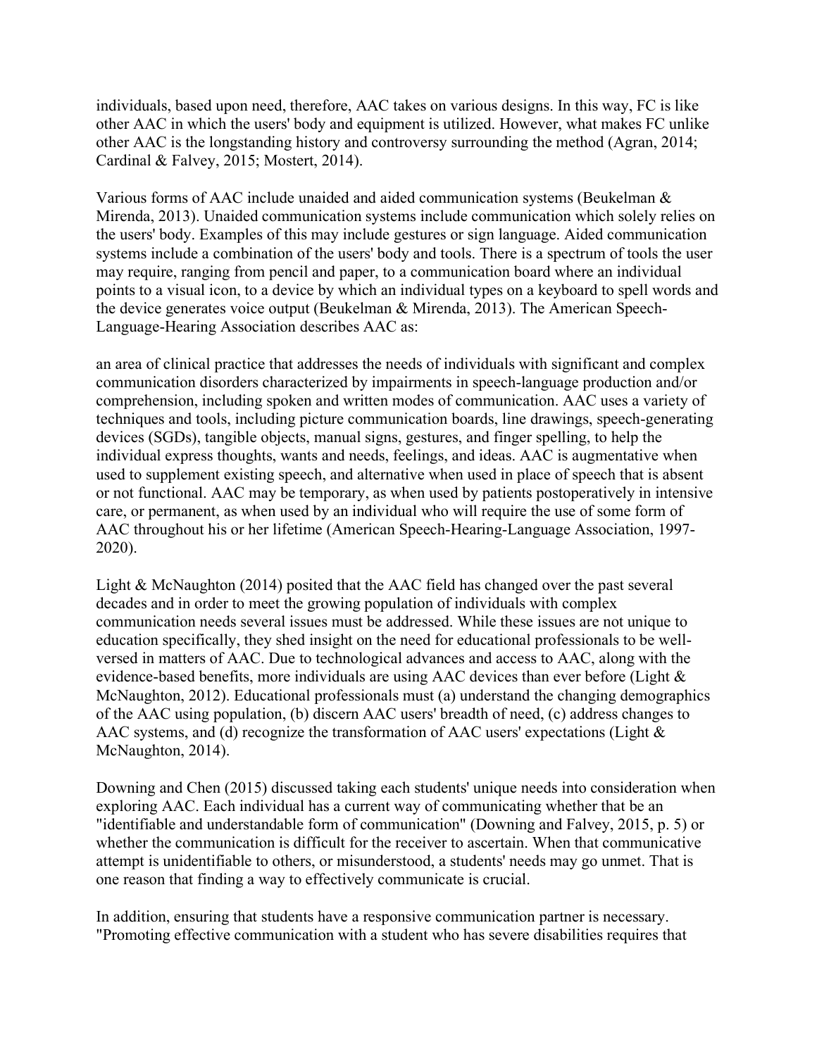individuals, based upon need, therefore, AAC takes on various designs. In this way, FC is like other AAC in which the users' body and equipment is utilized. However, what makes FC unlike other AAC is the longstanding history and controversy surrounding the method (Agran, 2014; Cardinal & Falvey, 2015; Mostert, 2014).

Various forms of AAC include unaided and aided communication systems (Beukelman & Mirenda, 2013). Unaided communication systems include communication which solely relies on the users' body. Examples of this may include gestures or sign language. Aided communication systems include a combination of the users' body and tools. There is a spectrum of tools the user may require, ranging from pencil and paper, to a communication board where an individual points to a visual icon, to a device by which an individual types on a keyboard to spell words and the device generates voice output (Beukelman & Mirenda, 2013). The American Speech-Language-Hearing Association describes AAC as:

an area of clinical practice that addresses the needs of individuals with significant and complex communication disorders characterized by impairments in speech-language production and/or comprehension, including spoken and written modes of communication. AAC uses a variety of techniques and tools, including picture communication boards, line drawings, speech-generating devices (SGDs), tangible objects, manual signs, gestures, and finger spelling, to help the individual express thoughts, wants and needs, feelings, and ideas. AAC is augmentative when used to supplement existing speech, and alternative when used in place of speech that is absent or not functional. AAC may be temporary, as when used by patients postoperatively in intensive care, or permanent, as when used by an individual who will require the use of some form of AAC throughout his or her lifetime (American Speech-Hearing-Language Association, 1997-2020).

Light & McNaughton (2014) posited that the AAC field has changed over the past several decades and in order to meet the growing population of individuals with complex communication needs several issues must be addressed. While these issues are not unique to education specifically, they shed insight on the need for educational professionals to be well-versed in matters of AAC. Due to technological advances and access to AAC, along with the evidence-based benefits, more individuals are using AAC devices than ever before (Light & McNaughton, 2012). Educational professionals must (a) understand the changing demographics of the AAC using population, (b) discern AAC users' breadth of need, (c) address changes to AAC systems, and (d) recognize the transformation of AAC users' expectations (Light & McNaughton, 2014).

Downing and Chen (2015) discussed taking each students' unique needs into consideration when exploring AAC. Each individual has a current way of communicating whether that be an "identifiable and understandable form of communication" (Downing and Falvey, 2015, p. 5) or whether the communication is difficult for the receiver to ascertain. When that communicative attempt is unidentifiable to others, or misunderstood, a students' needs may go unmet. That is one reason that finding a way to effectively communicate is crucial.

In addition, ensuring that students have a responsive communication partner is necessary. "Promoting effective communication with a student who has severe disabilities requires that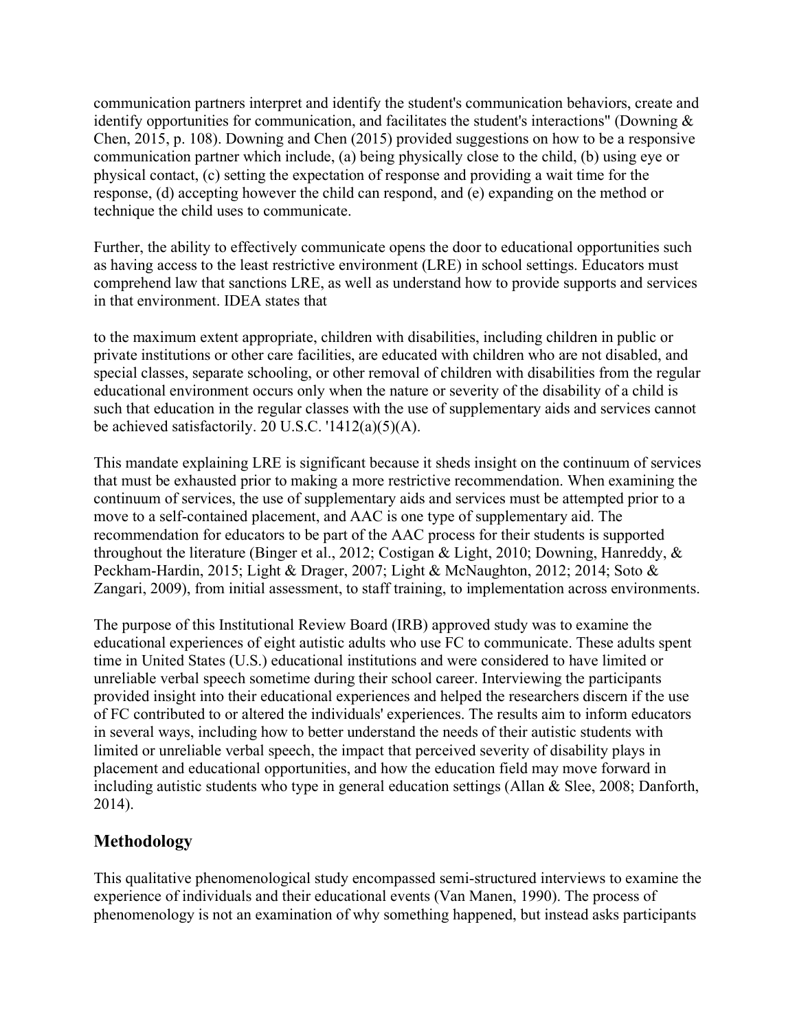communication partners interpret and identify the student's communication behaviors, create and identify opportunities for communication, and facilitates the student's interactions" (Downing & Chen, 2015, p. 108). Downing and Chen (2015) provided suggestions on how to be a responsive communication partner which include, (a) being physically close to the child, (b) using eye or physical contact, (c) setting the expectation of response and providing a wait time for the response, (d) accepting however the child can respond, and (e) expanding on the method or technique the child uses to communicate.

Further, the ability to effectively communicate opens the door to educational opportunities such as having access to the least restrictive environment (LRE) in school settings. Educators must comprehend law that sanctions LRE, as well as understand how to provide supports and services in that environment. IDEA states that

to the maximum extent appropriate, children with disabilities, including children in public or private institutions or other care facilities, are educated with children who are not disabled, and special classes, separate schooling, or other removal of children with disabilities from the regular educational environment occurs only when the nature or severity of the disability of a child is such that education in the regular classes with the use of supplementary aids and services cannot be achieved satisfactorily. 20 U.S.C. '1412(a)(5)(A).

This mandate explaining LRE is significant because it sheds insight on the continuum of services that must be exhausted prior to making a more restrictive recommendation. When examining the continuum of services, the use of supplementary aids and services must be attempted prior to a move to a self-contained placement, and AAC is one type of supplementary aid. The recommendation for educators to be part of the AAC process for their students is supported throughout the literature (Binger et al., 2012; Costigan & Light, 2010; Downing, Hanreddy, & Peckham-Hardin, 2015; Light & Drager, 2007; Light & McNaughton, 2012; 2014; Soto & Zangari, 2009), from initial assessment, to staff training, to implementation across environments.

The purpose of this Institutional Review Board (IRB) approved study was to examine the educational experiences of eight autistic adults who use FC to communicate. These adults spent time in United States (U.S.) educational institutions and were considered to have limited or unreliable verbal speech sometime during their school career. Interviewing the participants provided insight into their educational experiences and helped the researchers discern if the use of FC contributed to or altered the individuals' experiences. The results aim to inform educators in several ways, including how to better understand the needs of their autistic students with limited or unreliable verbal speech, the impact that perceived severity of disability plays in placement and educational opportunities, and how the education field may move forward in including autistic students who type in general education settings (Allan & Slee, 2008; Danforth, 2014).

## Methodology

This qualitative phenomenological study encompassed semi-structured interviews to examine the experience of individuals and their educational events (Van Manen, 1990). The process of phenomenology is not an examination of why something happened, but instead asks participants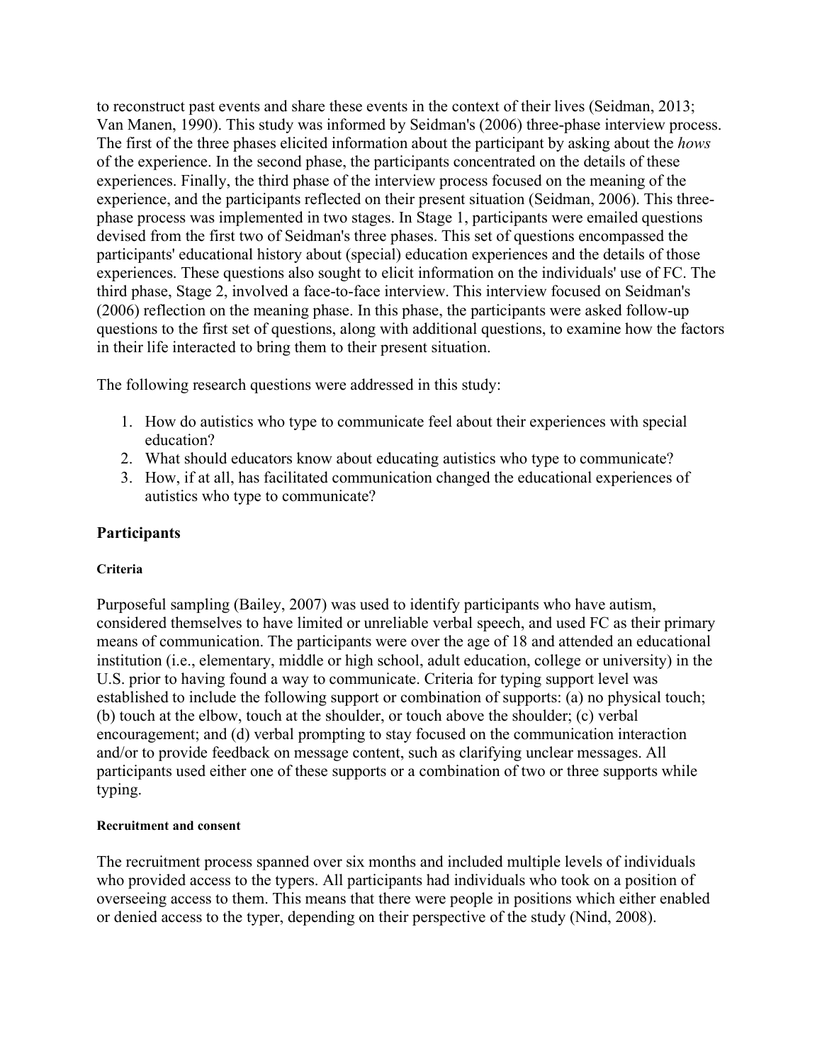to reconstruct past events and share these events in the context of their lives (Seidman, 2013; Van Manen, 1990). This study was informed by Seidman's (2006) three-phase interview process. The first of the three phases elicited information about the participant by asking about the *hows* of the experience. In the second phase, the participants concentrated on the details of these experiences. Finally, the third phase of the interview process focused on the meaning of the experience, and the participants reflected on their present situation (Seidman, 2006). This three-phase process was implemented in two stages. In Stage 1, participants were emailed questions devised from the first two of Seidman's three phases. This set of questions encompassed the participants' educational history about (special) education experiences and the details of those experiences. These questions also sought to elicit information on the individuals' use of FC. The third phase, Stage 2, involved a face-to-face interview. This interview focused on Seidman's (2006) reflection on the meaning phase. In this phase, the participants were asked follow-up questions to the first set of questions, along with additional questions, to examine how the factors in their life interacted to bring them to their present situation.

The following research questions were addressed in this study:

1. How do autistics who type to communicate feel about their experiences with special education?
2. What should educators know about educating autistics who type to communicate?
3. How, if at all, has facilitated communication changed the educational experiences of autistics who type to communicate?

## Participants

#### Criteria

Purposeful sampling (Bailey, 2007) was used to identify participants who have autism, considered themselves to have limited or unreliable verbal speech, and used FC as their primary means of communication. The participants were over the age of 18 and attended an educational institution (i.e., elementary, middle or high school, adult education, college or university) in the U.S. prior to having found a way to communicate. Criteria for typing support level was established to include the following support or combination of supports: (a) no physical touch; (b) touch at the elbow, touch at the shoulder, or touch above the shoulder; (c) verbal encouragement; and (d) verbal prompting to stay focused on the communication interaction and/or to provide feedback on message content, such as clarifying unclear messages. All participants used either one of these supports or a combination of two or three supports while typing.

#### Recruitment and consent

The recruitment process spanned over six months and included multiple levels of individuals who provided access to the typers. All participants had individuals who took on a position of overseeing access to them. This means that there were people in positions which either enabled or denied access to the typer, depending on their perspective of the study (Nind, 2008).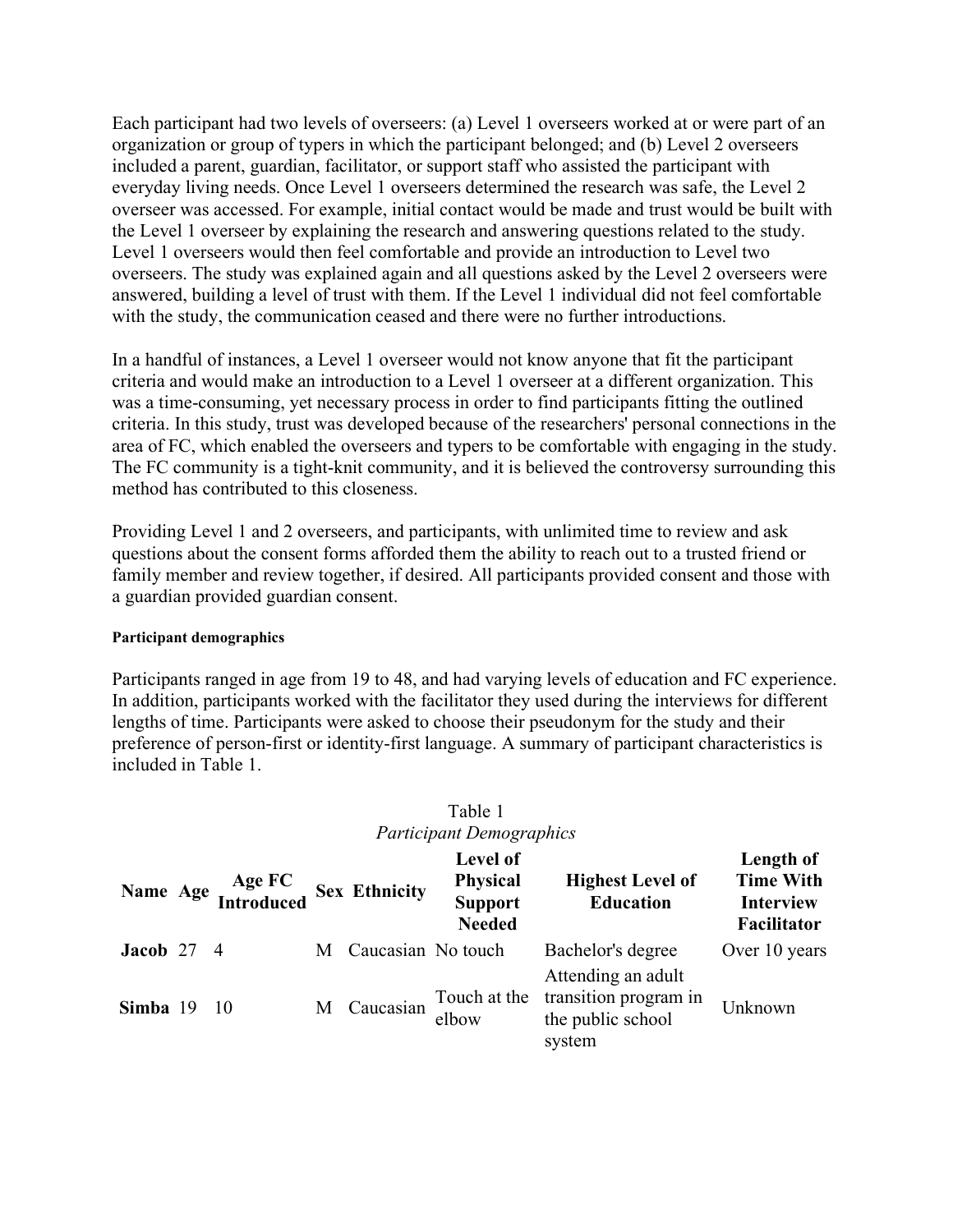Each participant had two levels of overseers: (a) Level 1 overseers worked at or were part of an organization or group of typers in which the participant belonged; and (b) Level 2 overseers included a parent, guardian, facilitator, or support staff who assisted the participant with everyday living needs. Once Level 1 overseers determined the research was safe, the Level 2 overseer was accessed. For example, initial contact would be made and trust would be built with the Level 1 overseer by explaining the research and answering questions related to the study. Level 1 overseers would then feel comfortable and provide an introduction to Level two overseers. The study was explained again and all questions asked by the Level 2 overseers were answered, building a level of trust with them. If the Level 1 individual did not feel comfortable with the study, the communication ceased and there were no further introductions.

In a handful of instances, a Level 1 overseer would not know anyone that fit the participant criteria and would make an introduction to a Level 1 overseer at a different organization. This was a time-consuming, yet necessary process in order to find participants fitting the outlined criteria. In this study, trust was developed because of the researchers' personal connections in the area of FC, which enabled the overseers and typers to be comfortable with engaging in the study. The FC community is a tight-knit community, and it is believed the controversy surrounding this method has contributed to this closeness.

Providing Level 1 and 2 overseers, and participants, with unlimited time to review and ask questions about the consent forms afforded them the ability to reach out to a trusted friend or family member and review together, if desired. All participants provided consent and those with a guardian provided guardian consent.

#### Participant demographics

Participants ranged in age from 19 to 48, and had varying levels of education and FC experience. In addition, participants worked with the facilitator they used during the interviews for different lengths of time. Participants were asked to choose their pseudonym for the study and their preference of person-first or identity-first language. A summary of participant characteristics is included in Table 1.

Table 1
*Participant Demographics*

| Name | Age | Age FC Introduced | Sex | Ethnicity | Level of Physical Support Needed | Highest Level of Education | Length of Time With Interview Facilitator |
|---|---|---|---|---|---|---|---|
| **Jacob** | 27 | 4 | M | Caucasian | No touch | Bachelor's degree | Over 10 years |
| **Simba** | 19 | 10 | M | Caucasian | Touch at the elbow | Attending an adult transition program in the public school system | Unknown |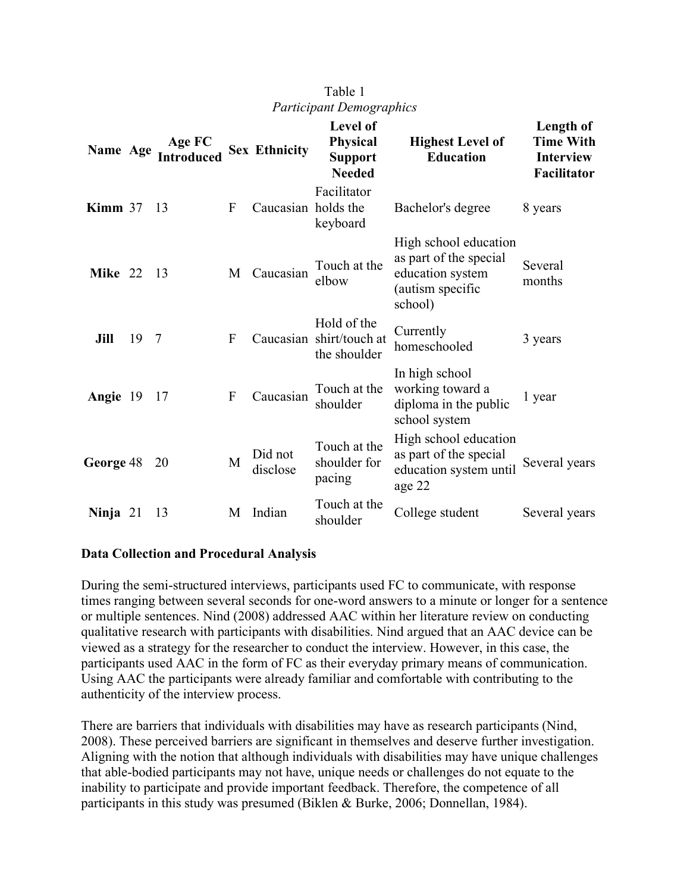Table 1
*Participant Demographics*

| Name | Age | Age FC Introduced | Sex | Ethnicity | Level of Physical Support Needed | Highest Level of Education | Length of Time With Interview Facilitator |
|---|---|---|---|---|---|---|---|
| **Kimm** | 37 | 13 | F | Caucasian | Facilitator holds the keyboard | Bachelor's degree | 8 years |
| **Mike** | 22 | 13 | M | Caucasian | Touch at the elbow | High school education as part of the special education system (autism specific school) | Several months |
| **Jill** | 19 | 7 | F | Caucasian | Hold of the shirt/touch at the shoulder | Currently homeschooled | 3 years |
| **Angie** | 19 | 17 | F | Caucasian | Touch at the shoulder | In high school working toward a diploma in the public school system | 1 year |
| **George** | 48 | 20 | M | Did not disclose | Touch at the shoulder for pacing | High school education as part of the special education system until age 22 | Several years |
| **Ninja** | 21 | 13 | M | Indian | Touch at the shoulder | College student | Several years |

**Data Collection and Procedural Analysis**

During the semi-structured interviews, participants used FC to communicate, with response times ranging between several seconds for one-word answers to a minute or longer for a sentence or multiple sentences. Nind (2008) addressed AAC within her literature review on conducting qualitative research with participants with disabilities. Nind argued that an AAC device can be viewed as a strategy for the researcher to conduct the interview. However, in this case, the participants used AAC in the form of FC as their everyday primary means of communication. Using AAC the participants were already familiar and comfortable with contributing to the authenticity of the interview process.

There are barriers that individuals with disabilities may have as research participants (Nind, 2008). These perceived barriers are significant in themselves and deserve further investigation. Aligning with the notion that although individuals with disabilities may have unique challenges that able-bodied participants may not have, unique needs or challenges do not equate to the inability to participate and provide important feedback. Therefore, the competence of all participants in this study was presumed (Biklen & Burke, 2006; Donnellan, 1984).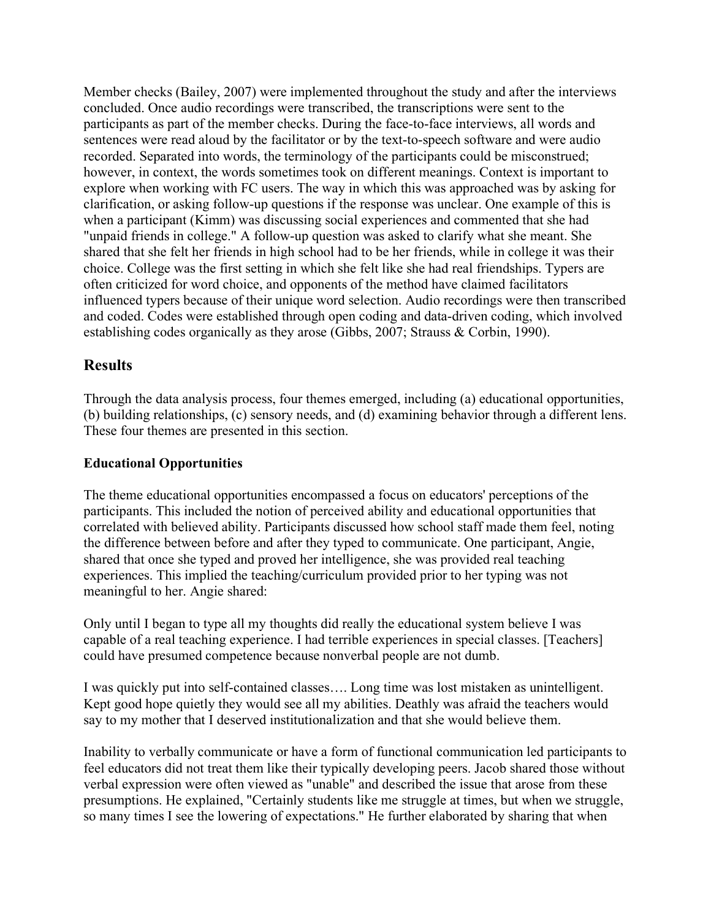Member checks (Bailey, 2007) were implemented throughout the study and after the interviews concluded. Once audio recordings were transcribed, the transcriptions were sent to the participants as part of the member checks. During the face-to-face interviews, all words and sentences were read aloud by the facilitator or by the text-to-speech software and were audio recorded. Separated into words, the terminology of the participants could be misconstrued; however, in context, the words sometimes took on different meanings. Context is important to explore when working with FC users. The way in which this was approached was by asking for clarification, or asking follow-up questions if the response was unclear. One example of this is when a participant (Kimm) was discussing social experiences and commented that she had "unpaid friends in college." A follow-up question was asked to clarify what she meant. She shared that she felt her friends in high school had to be her friends, while in college it was their choice. College was the first setting in which she felt like she had real friendships. Typers are often criticized for word choice, and opponents of the method have claimed facilitators influenced typers because of their unique word selection. Audio recordings were then transcribed and coded. Codes were established through open coding and data-driven coding, which involved establishing codes organically as they arose (Gibbs, 2007; Strauss & Corbin, 1990).

## Results

Through the data analysis process, four themes emerged, including (a) educational opportunities, (b) building relationships, (c) sensory needs, and (d) examining behavior through a different lens. These four themes are presented in this section.

### Educational Opportunities

The theme educational opportunities encompassed a focus on educators' perceptions of the participants. This included the notion of perceived ability and educational opportunities that correlated with believed ability. Participants discussed how school staff made them feel, noting the difference between before and after they typed to communicate. One participant, Angie, shared that once she typed and proved her intelligence, she was provided real teaching experiences. This implied the teaching/curriculum provided prior to her typing was not meaningful to her. Angie shared:

Only until I began to type all my thoughts did really the educational system believe I was capable of a real teaching experience. I had terrible experiences in special classes. [Teachers] could have presumed competence because nonverbal people are not dumb.

I was quickly put into self-contained classes…. Long time was lost mistaken as unintelligent. Kept good hope quietly they would see all my abilities. Deathly was afraid the teachers would say to my mother that I deserved institutionalization and that she would believe them.

Inability to verbally communicate or have a form of functional communication led participants to feel educators did not treat them like their typically developing peers. Jacob shared those without verbal expression were often viewed as "unable" and described the issue that arose from these presumptions. He explained, "Certainly students like me struggle at times, but when we struggle, so many times I see the lowering of expectations." He further elaborated by sharing that when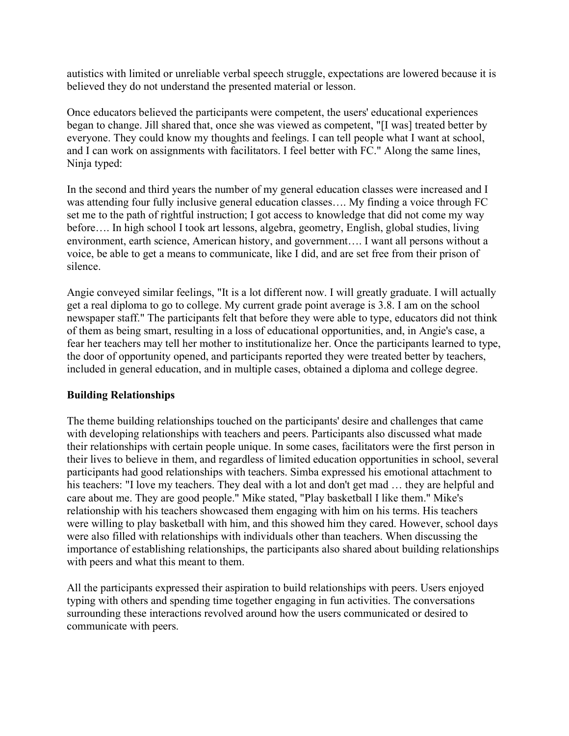autistics with limited or unreliable verbal speech struggle, expectations are lowered because it is believed they do not understand the presented material or lesson.

Once educators believed the participants were competent, the users' educational experiences began to change. Jill shared that, once she was viewed as competent, "[I was] treated better by everyone. They could know my thoughts and feelings. I can tell people what I want at school, and I can work on assignments with facilitators. I feel better with FC." Along the same lines, Ninja typed:

In the second and third years the number of my general education classes were increased and I was attending four fully inclusive general education classes…. My finding a voice through FC set me to the path of rightful instruction; I got access to knowledge that did not come my way before…. In high school I took art lessons, algebra, geometry, English, global studies, living environment, earth science, American history, and government…. I want all persons without a voice, be able to get a means to communicate, like I did, and are set free from their prison of silence.

Angie conveyed similar feelings, "It is a lot different now. I will greatly graduate. I will actually get a real diploma to go to college. My current grade point average is 3.8. I am on the school newspaper staff." The participants felt that before they were able to type, educators did not think of them as being smart, resulting in a loss of educational opportunities, and, in Angie's case, a fear her teachers may tell her mother to institutionalize her. Once the participants learned to type, the door of opportunity opened, and participants reported they were treated better by teachers, included in general education, and in multiple cases, obtained a diploma and college degree.

**Building Relationships**

The theme building relationships touched on the participants' desire and challenges that came with developing relationships with teachers and peers. Participants also discussed what made their relationships with certain people unique. In some cases, facilitators were the first person in their lives to believe in them, and regardless of limited education opportunities in school, several participants had good relationships with teachers. Simba expressed his emotional attachment to his teachers: "I love my teachers. They deal with a lot and don't get mad … they are helpful and care about me. They are good people." Mike stated, "Play basketball I like them." Mike's relationship with his teachers showcased them engaging with him on his terms. His teachers were willing to play basketball with him, and this showed him they cared. However, school days were also filled with relationships with individuals other than teachers. When discussing the importance of establishing relationships, the participants also shared about building relationships with peers and what this meant to them.

All the participants expressed their aspiration to build relationships with peers. Users enjoyed typing with others and spending time together engaging in fun activities. The conversations surrounding these interactions revolved around how the users communicated or desired to communicate with peers.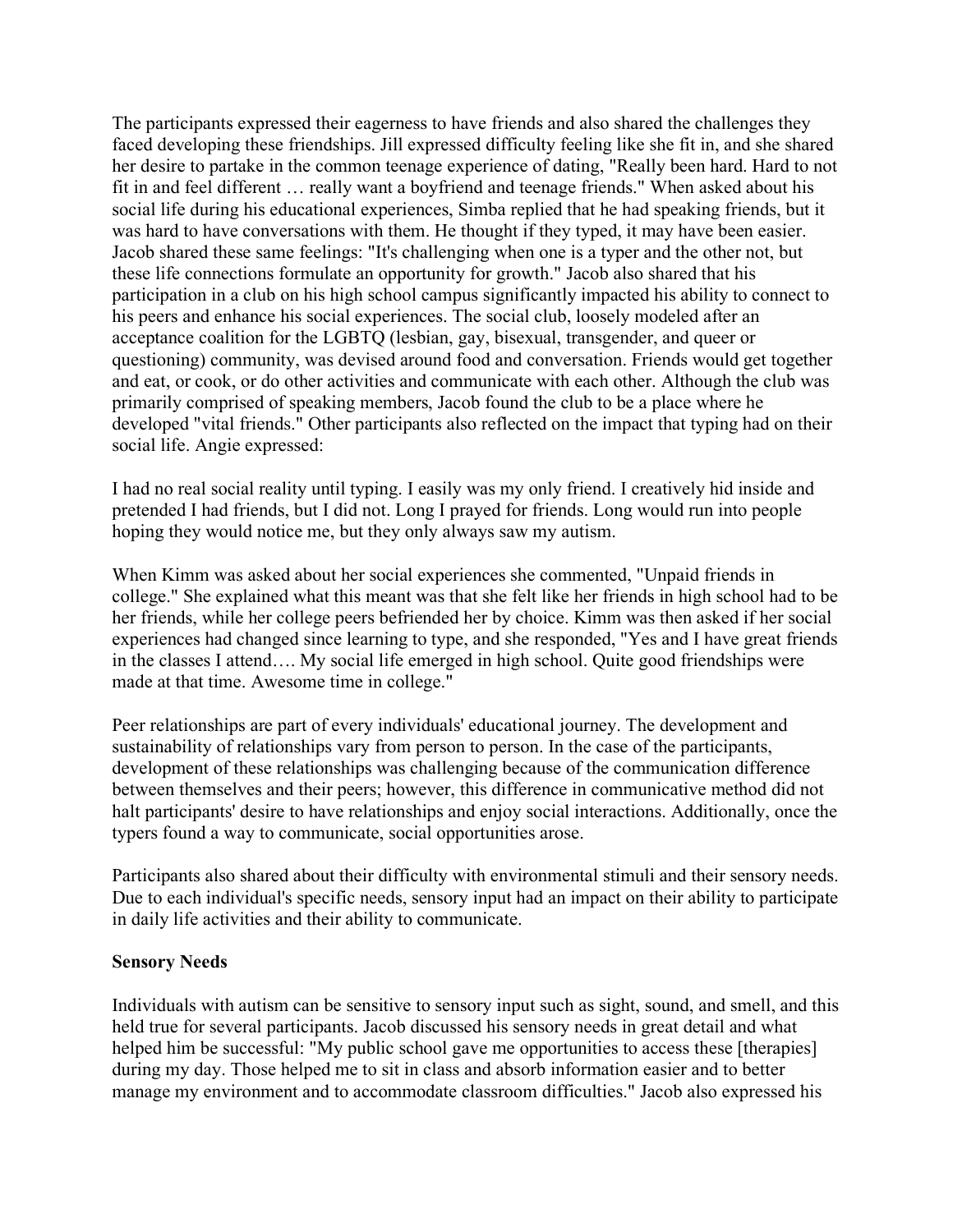The participants expressed their eagerness to have friends and also shared the challenges they faced developing these friendships. Jill expressed difficulty feeling like she fit in, and she shared her desire to partake in the common teenage experience of dating, "Really been hard. Hard to not fit in and feel different … really want a boyfriend and teenage friends." When asked about his social life during his educational experiences, Simba replied that he had speaking friends, but it was hard to have conversations with them. He thought if they typed, it may have been easier. Jacob shared these same feelings: "It's challenging when one is a typer and the other not, but these life connections formulate an opportunity for growth." Jacob also shared that his participation in a club on his high school campus significantly impacted his ability to connect to his peers and enhance his social experiences. The social club, loosely modeled after an acceptance coalition for the LGBTQ (lesbian, gay, bisexual, transgender, and queer or questioning) community, was devised around food and conversation. Friends would get together and eat, or cook, or do other activities and communicate with each other. Although the club was primarily comprised of speaking members, Jacob found the club to be a place where he developed "vital friends." Other participants also reflected on the impact that typing had on their social life. Angie expressed:

I had no real social reality until typing. I easily was my only friend. I creatively hid inside and pretended I had friends, but I did not. Long I prayed for friends. Long would run into people hoping they would notice me, but they only always saw my autism.

When Kimm was asked about her social experiences she commented, "Unpaid friends in college." She explained what this meant was that she felt like her friends in high school had to be her friends, while her college peers befriended her by choice. Kimm was then asked if her social experiences had changed since learning to type, and she responded, "Yes and I have great friends in the classes I attend…. My social life emerged in high school. Quite good friendships were made at that time. Awesome time in college."

Peer relationships are part of every individuals' educational journey. The development and sustainability of relationships vary from person to person. In the case of the participants, development of these relationships was challenging because of the communication difference between themselves and their peers; however, this difference in communicative method did not halt participants' desire to have relationships and enjoy social interactions. Additionally, once the typers found a way to communicate, social opportunities arose.

Participants also shared about their difficulty with environmental stimuli and their sensory needs. Due to each individual's specific needs, sensory input had an impact on their ability to participate in daily life activities and their ability to communicate.

### Sensory Needs

Individuals with autism can be sensitive to sensory input such as sight, sound, and smell, and this held true for several participants. Jacob discussed his sensory needs in great detail and what helped him be successful: "My public school gave me opportunities to access these [therapies] during my day. Those helped me to sit in class and absorb information easier and to better manage my environment and to accommodate classroom difficulties." Jacob also expressed his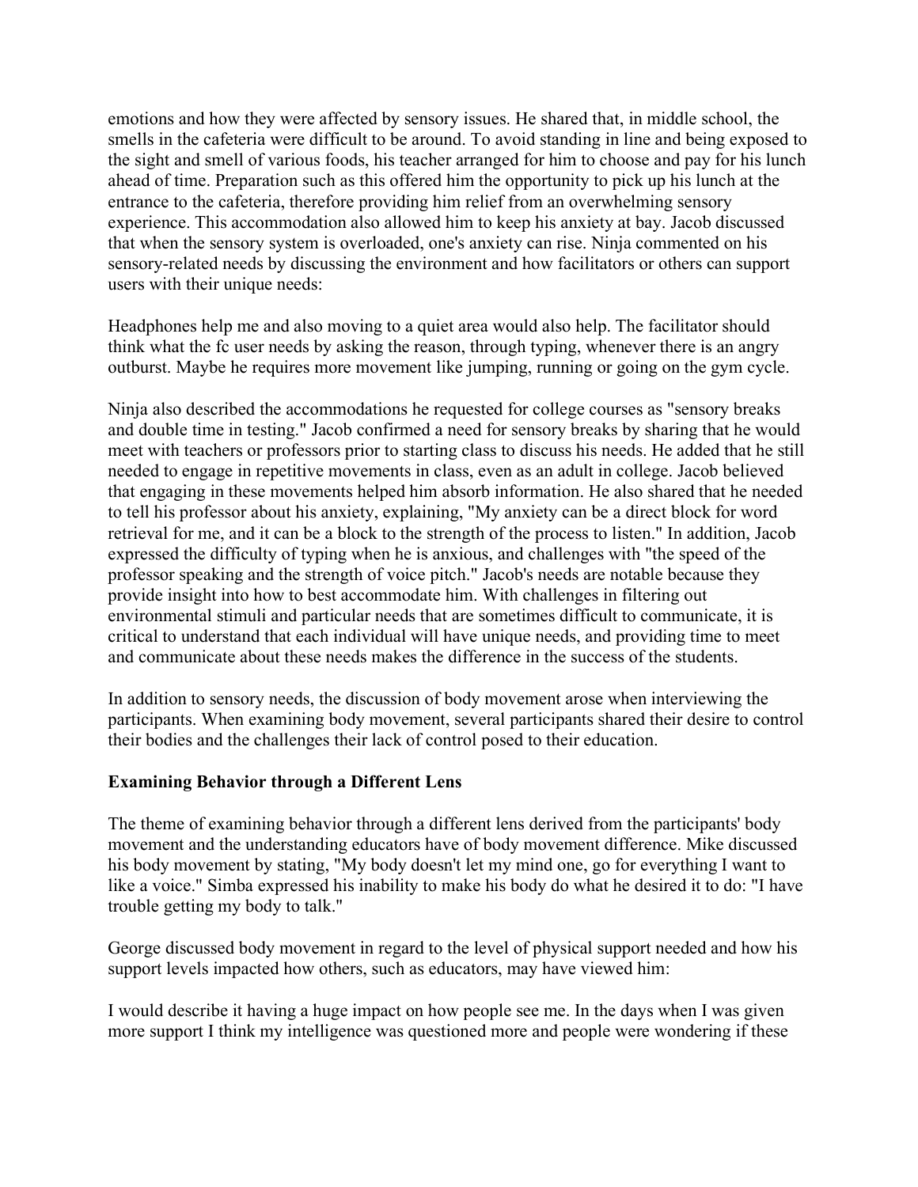emotions and how they were affected by sensory issues. He shared that, in middle school, the smells in the cafeteria were difficult to be around. To avoid standing in line and being exposed to the sight and smell of various foods, his teacher arranged for him to choose and pay for his lunch ahead of time. Preparation such as this offered him the opportunity to pick up his lunch at the entrance to the cafeteria, therefore providing him relief from an overwhelming sensory experience. This accommodation also allowed him to keep his anxiety at bay. Jacob discussed that when the sensory system is overloaded, one's anxiety can rise. Ninja commented on his sensory-related needs by discussing the environment and how facilitators or others can support users with their unique needs:

Headphones help me and also moving to a quiet area would also help. The facilitator should think what the fc user needs by asking the reason, through typing, whenever there is an angry outburst. Maybe he requires more movement like jumping, running or going on the gym cycle.

Ninja also described the accommodations he requested for college courses as "sensory breaks and double time in testing." Jacob confirmed a need for sensory breaks by sharing that he would meet with teachers or professors prior to starting class to discuss his needs. He added that he still needed to engage in repetitive movements in class, even as an adult in college. Jacob believed that engaging in these movements helped him absorb information. He also shared that he needed to tell his professor about his anxiety, explaining, "My anxiety can be a direct block for word retrieval for me, and it can be a block to the strength of the process to listen." In addition, Jacob expressed the difficulty of typing when he is anxious, and challenges with "the speed of the professor speaking and the strength of voice pitch." Jacob's needs are notable because they provide insight into how to best accommodate him. With challenges in filtering out environmental stimuli and particular needs that are sometimes difficult to communicate, it is critical to understand that each individual will have unique needs, and providing time to meet and communicate about these needs makes the difference in the success of the students.

In addition to sensory needs, the discussion of body movement arose when interviewing the participants. When examining body movement, several participants shared their desire to control their bodies and the challenges their lack of control posed to their education.

### Examining Behavior through a Different Lens

The theme of examining behavior through a different lens derived from the participants' body movement and the understanding educators have of body movement difference. Mike discussed his body movement by stating, "My body doesn't let my mind one, go for everything I want to like a voice." Simba expressed his inability to make his body do what he desired it to do: "I have trouble getting my body to talk."

George discussed body movement in regard to the level of physical support needed and how his support levels impacted how others, such as educators, may have viewed him:

I would describe it having a huge impact on how people see me. In the days when I was given more support I think my intelligence was questioned more and people were wondering if these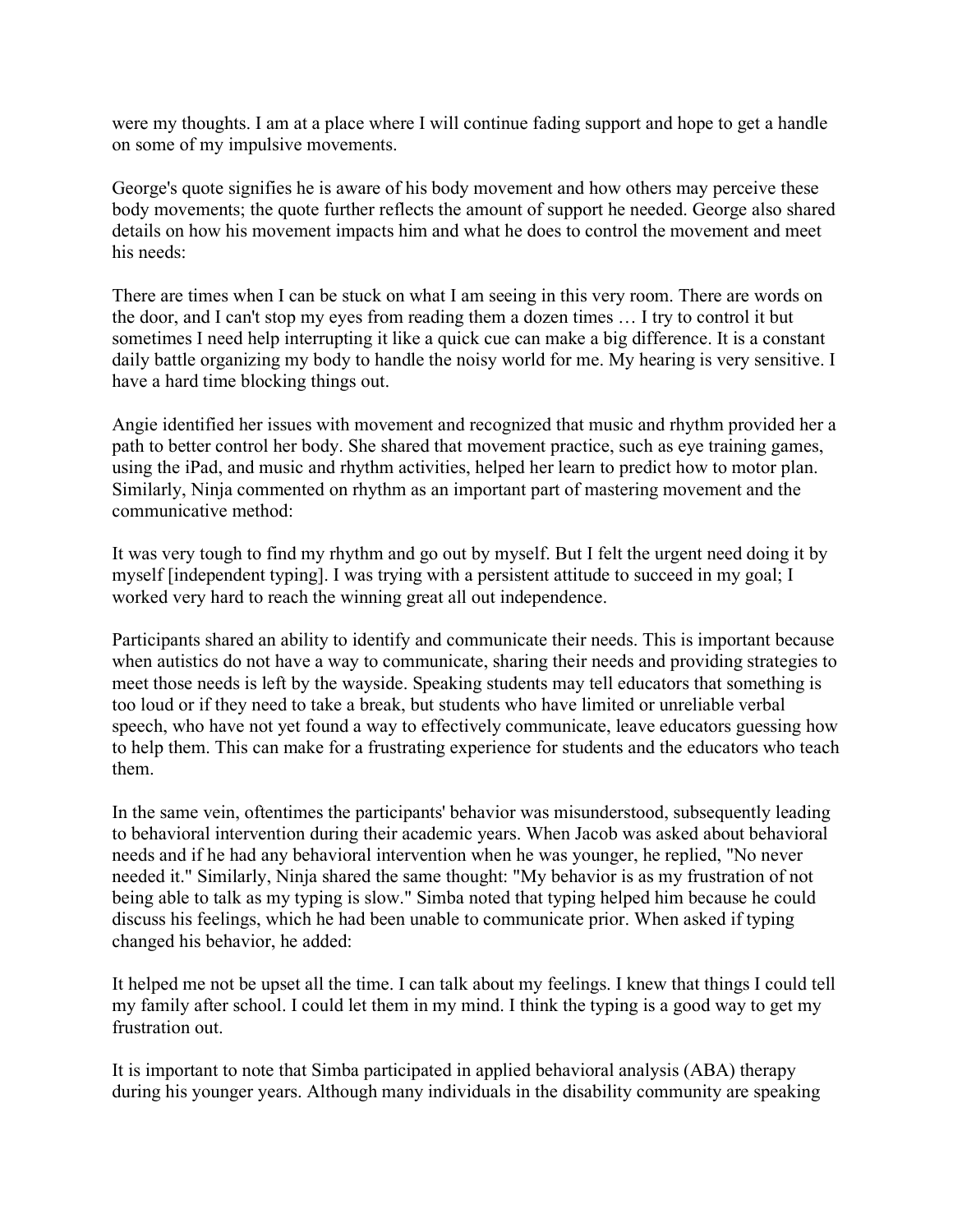were my thoughts. I am at a place where I will continue fading support and hope to get a handle on some of my impulsive movements.

George's quote signifies he is aware of his body movement and how others may perceive these body movements; the quote further reflects the amount of support he needed. George also shared details on how his movement impacts him and what he does to control the movement and meet his needs:

There are times when I can be stuck on what I am seeing in this very room. There are words on the door, and I can't stop my eyes from reading them a dozen times … I try to control it but sometimes I need help interrupting it like a quick cue can make a big difference. It is a constant daily battle organizing my body to handle the noisy world for me. My hearing is very sensitive. I have a hard time blocking things out.

Angie identified her issues with movement and recognized that music and rhythm provided her a path to better control her body. She shared that movement practice, such as eye training games, using the iPad, and music and rhythm activities, helped her learn to predict how to motor plan. Similarly, Ninja commented on rhythm as an important part of mastering movement and the communicative method:

It was very tough to find my rhythm and go out by myself. But I felt the urgent need doing it by myself [independent typing]. I was trying with a persistent attitude to succeed in my goal; I worked very hard to reach the winning great all out independence.

Participants shared an ability to identify and communicate their needs. This is important because when autistics do not have a way to communicate, sharing their needs and providing strategies to meet those needs is left by the wayside. Speaking students may tell educators that something is too loud or if they need to take a break, but students who have limited or unreliable verbal speech, who have not yet found a way to effectively communicate, leave educators guessing how to help them. This can make for a frustrating experience for students and the educators who teach them.

In the same vein, oftentimes the participants' behavior was misunderstood, subsequently leading to behavioral intervention during their academic years. When Jacob was asked about behavioral needs and if he had any behavioral intervention when he was younger, he replied, "No never needed it." Similarly, Ninja shared the same thought: "My behavior is as my frustration of not being able to talk as my typing is slow." Simba noted that typing helped him because he could discuss his feelings, which he had been unable to communicate prior. When asked if typing changed his behavior, he added:

It helped me not be upset all the time. I can talk about my feelings. I knew that things I could tell my family after school. I could let them in my mind. I think the typing is a good way to get my frustration out.

It is important to note that Simba participated in applied behavioral analysis (ABA) therapy during his younger years. Although many individuals in the disability community are speaking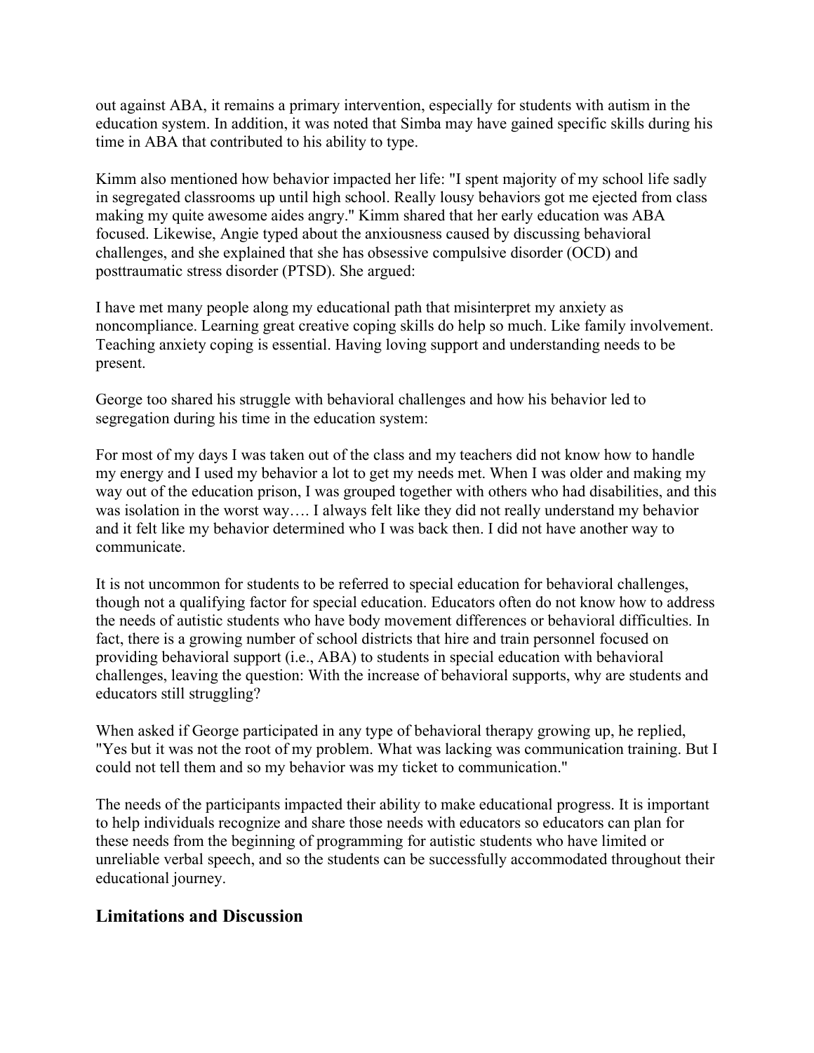out against ABA, it remains a primary intervention, especially for students with autism in the education system. In addition, it was noted that Simba may have gained specific skills during his time in ABA that contributed to his ability to type.

Kimm also mentioned how behavior impacted her life: "I spent majority of my school life sadly in segregated classrooms up until high school. Really lousy behaviors got me ejected from class making my quite awesome aides angry." Kimm shared that her early education was ABA focused. Likewise, Angie typed about the anxiousness caused by discussing behavioral challenges, and she explained that she has obsessive compulsive disorder (OCD) and posttraumatic stress disorder (PTSD). She argued:

I have met many people along my educational path that misinterpret my anxiety as noncompliance. Learning great creative coping skills do help so much. Like family involvement. Teaching anxiety coping is essential. Having loving support and understanding needs to be present.

George too shared his struggle with behavioral challenges and how his behavior led to segregation during his time in the education system:

For most of my days I was taken out of the class and my teachers did not know how to handle my energy and I used my behavior a lot to get my needs met. When I was older and making my way out of the education prison, I was grouped together with others who had disabilities, and this was isolation in the worst way…. I always felt like they did not really understand my behavior and it felt like my behavior determined who I was back then. I did not have another way to communicate.

It is not uncommon for students to be referred to special education for behavioral challenges, though not a qualifying factor for special education. Educators often do not know how to address the needs of autistic students who have body movement differences or behavioral difficulties. In fact, there is a growing number of school districts that hire and train personnel focused on providing behavioral support (i.e., ABA) to students in special education with behavioral challenges, leaving the question: With the increase of behavioral supports, why are students and educators still struggling?

When asked if George participated in any type of behavioral therapy growing up, he replied, "Yes but it was not the root of my problem. What was lacking was communication training. But I could not tell them and so my behavior was my ticket to communication."

The needs of the participants impacted their ability to make educational progress. It is important to help individuals recognize and share those needs with educators so educators can plan for these needs from the beginning of programming for autistic students who have limited or unreliable verbal speech, and so the students can be successfully accommodated throughout their educational journey.

## Limitations and Discussion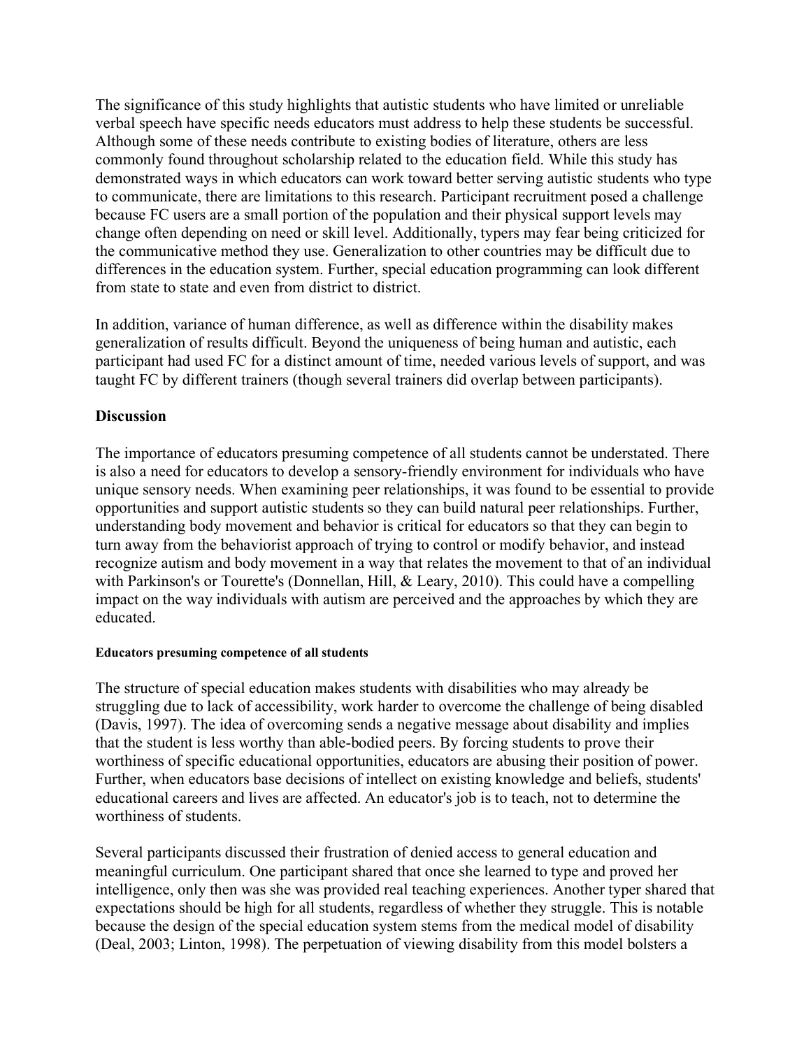The significance of this study highlights that autistic students who have limited or unreliable verbal speech have specific needs educators must address to help these students be successful. Although some of these needs contribute to existing bodies of literature, others are less commonly found throughout scholarship related to the education field. While this study has demonstrated ways in which educators can work toward better serving autistic students who type to communicate, there are limitations to this research. Participant recruitment posed a challenge because FC users are a small portion of the population and their physical support levels may change often depending on need or skill level. Additionally, typers may fear being criticized for the communicative method they use. Generalization to other countries may be difficult due to differences in the education system. Further, special education programming can look different from state to state and even from district to district.

In addition, variance of human difference, as well as difference within the disability makes generalization of results difficult. Beyond the uniqueness of being human and autistic, each participant had used FC for a distinct amount of time, needed various levels of support, and was taught FC by different trainers (though several trainers did overlap between participants).

## Discussion

The importance of educators presuming competence of all students cannot be understated. There is also a need for educators to develop a sensory-friendly environment for individuals who have unique sensory needs. When examining peer relationships, it was found to be essential to provide opportunities and support autistic students so they can build natural peer relationships. Further, understanding body movement and behavior is critical for educators so that they can begin to turn away from the behaviorist approach of trying to control or modify behavior, and instead recognize autism and body movement in a way that relates the movement to that of an individual with Parkinson's or Tourette's (Donnellan, Hill, & Leary, 2010). This could have a compelling impact on the way individuals with autism are perceived and the approaches by which they are educated.

#### Educators presuming competence of all students

The structure of special education makes students with disabilities who may already be struggling due to lack of accessibility, work harder to overcome the challenge of being disabled (Davis, 1997). The idea of overcoming sends a negative message about disability and implies that the student is less worthy than able-bodied peers. By forcing students to prove their worthiness of specific educational opportunities, educators are abusing their position of power. Further, when educators base decisions of intellect on existing knowledge and beliefs, students' educational careers and lives are affected. An educator's job is to teach, not to determine the worthiness of students.

Several participants discussed their frustration of denied access to general education and meaningful curriculum. One participant shared that once she learned to type and proved her intelligence, only then was she was provided real teaching experiences. Another typer shared that expectations should be high for all students, regardless of whether they struggle. This is notable because the design of the special education system stems from the medical model of disability (Deal, 2003; Linton, 1998). The perpetuation of viewing disability from this model bolsters a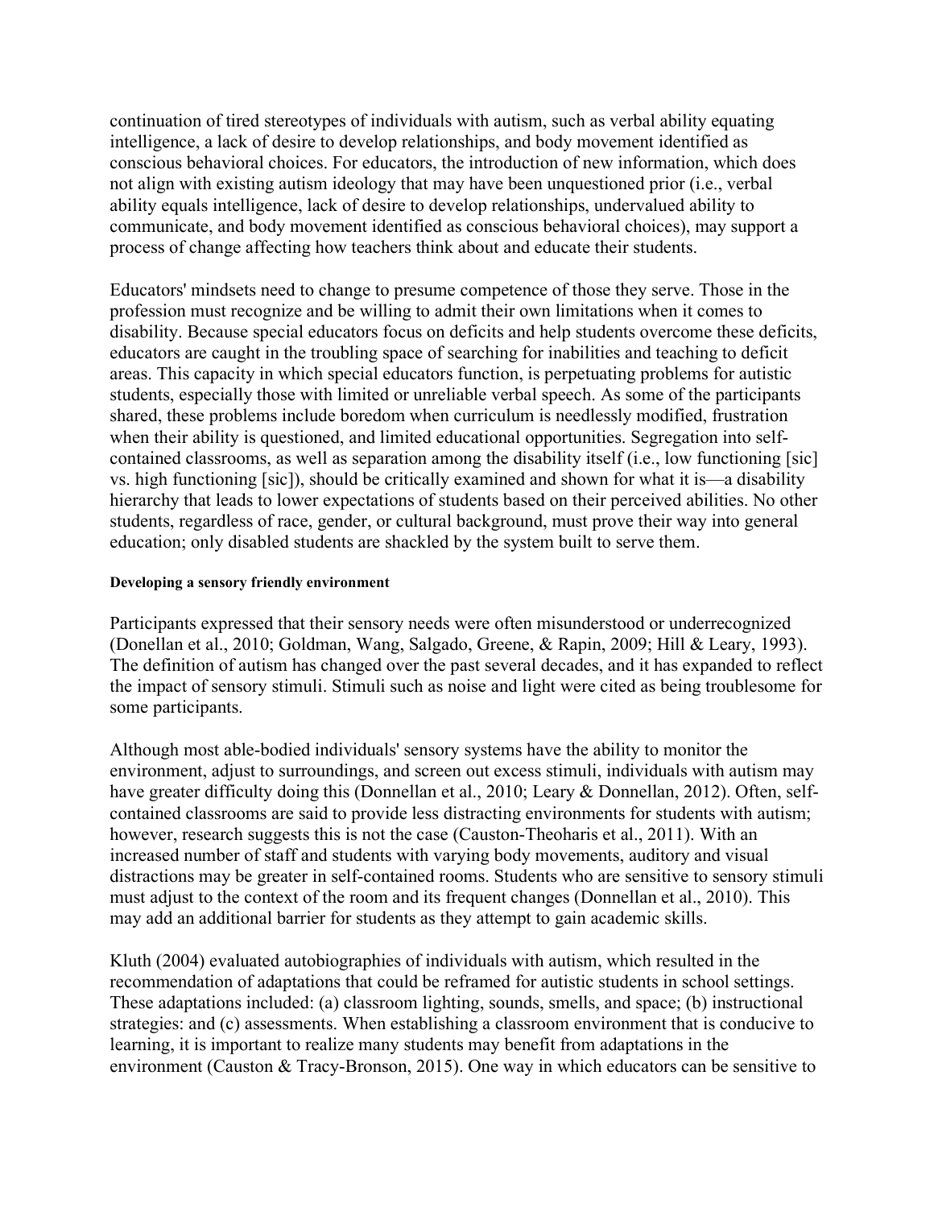continuation of tired stereotypes of individuals with autism, such as verbal ability equating intelligence, a lack of desire to develop relationships, and body movement identified as conscious behavioral choices. For educators, the introduction of new information, which does not align with existing autism ideology that may have been unquestioned prior (i.e., verbal ability equals intelligence, lack of desire to develop relationships, undervalued ability to communicate, and body movement identified as conscious behavioral choices), may support a process of change affecting how teachers think about and educate their students.

Educators' mindsets need to change to presume competence of those they serve. Those in the profession must recognize and be willing to admit their own limitations when it comes to disability. Because special educators focus on deficits and help students overcome these deficits, educators are caught in the troubling space of searching for inabilities and teaching to deficit areas. This capacity in which special educators function, is perpetuating problems for autistic students, especially those with limited or unreliable verbal speech. As some of the participants shared, these problems include boredom when curriculum is needlessly modified, frustration when their ability is questioned, and limited educational opportunities. Segregation into self-contained classrooms, as well as separation among the disability itself (i.e., low functioning [sic] vs. high functioning [sic]), should be critically examined and shown for what it is—a disability hierarchy that leads to lower expectations of students based on their perceived abilities. No other students, regardless of race, gender, or cultural background, must prove their way into general education; only disabled students are shackled by the system built to serve them.

#### Developing a sensory friendly environment

Participants expressed that their sensory needs were often misunderstood or underrecognized (Donellan et al., 2010; Goldman, Wang, Salgado, Greene, & Rapin, 2009; Hill & Leary, 1993). The definition of autism has changed over the past several decades, and it has expanded to reflect the impact of sensory stimuli. Stimuli such as noise and light were cited as being troublesome for some participants.

Although most able-bodied individuals' sensory systems have the ability to monitor the environment, adjust to surroundings, and screen out excess stimuli, individuals with autism may have greater difficulty doing this (Donnellan et al., 2010; Leary & Donnellan, 2012). Often, self-contained classrooms are said to provide less distracting environments for students with autism; however, research suggests this is not the case (Causton-Theoharis et al., 2011). With an increased number of staff and students with varying body movements, auditory and visual distractions may be greater in self-contained rooms. Students who are sensitive to sensory stimuli must adjust to the context of the room and its frequent changes (Donnellan et al., 2010). This may add an additional barrier for students as they attempt to gain academic skills.

Kluth (2004) evaluated autobiographies of individuals with autism, which resulted in the recommendation of adaptations that could be reframed for autistic students in school settings. These adaptations included: (a) classroom lighting, sounds, smells, and space; (b) instructional strategies: and (c) assessments. When establishing a classroom environment that is conducive to learning, it is important to realize many students may benefit from adaptations in the environment (Causton & Tracy-Bronson, 2015). One way in which educators can be sensitive to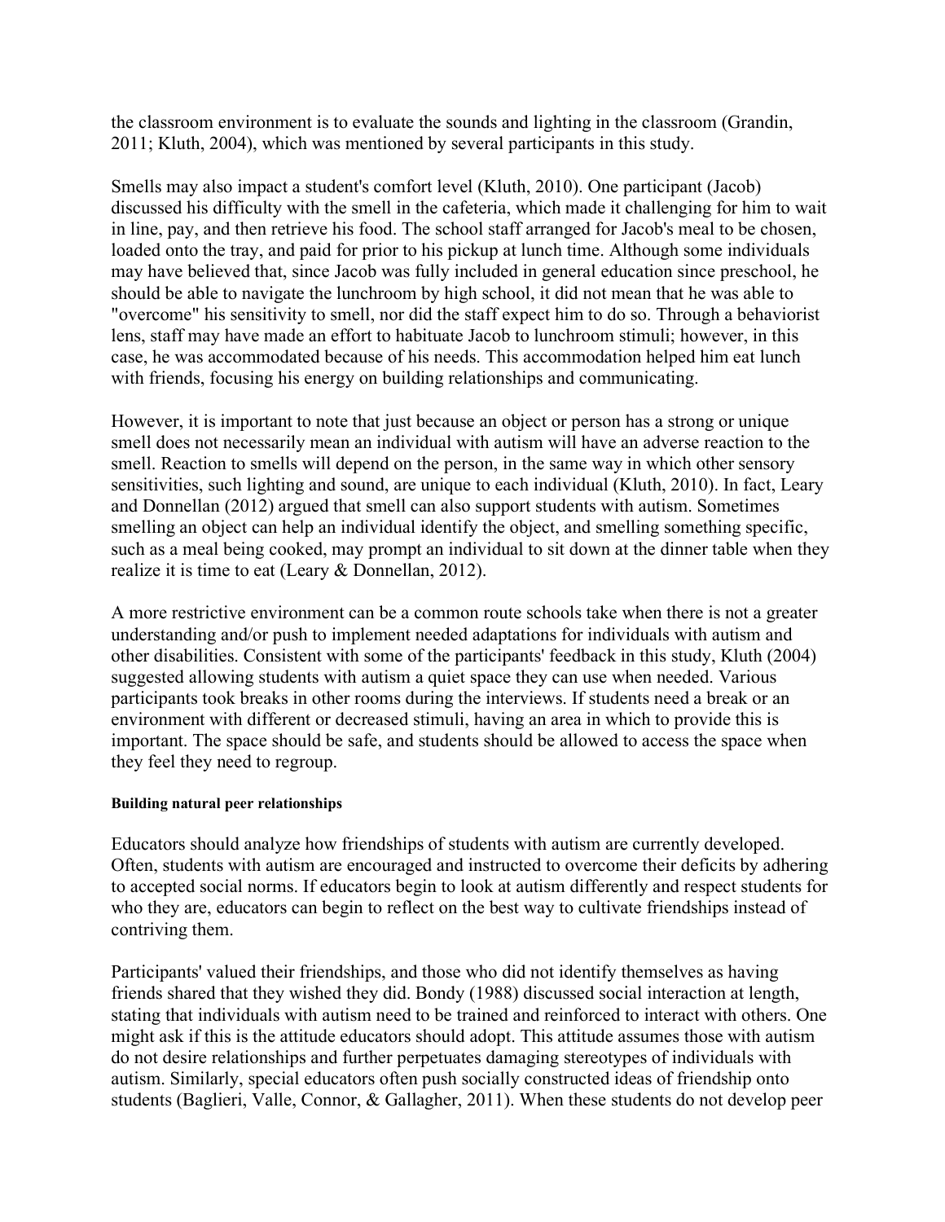the classroom environment is to evaluate the sounds and lighting in the classroom (Grandin, 2011; Kluth, 2004), which was mentioned by several participants in this study.

Smells may also impact a student's comfort level (Kluth, 2010). One participant (Jacob) discussed his difficulty with the smell in the cafeteria, which made it challenging for him to wait in line, pay, and then retrieve his food. The school staff arranged for Jacob's meal to be chosen, loaded onto the tray, and paid for prior to his pickup at lunch time. Although some individuals may have believed that, since Jacob was fully included in general education since preschool, he should be able to navigate the lunchroom by high school, it did not mean that he was able to "overcome" his sensitivity to smell, nor did the staff expect him to do so. Through a behaviorist lens, staff may have made an effort to habituate Jacob to lunchroom stimuli; however, in this case, he was accommodated because of his needs. This accommodation helped him eat lunch with friends, focusing his energy on building relationships and communicating.

However, it is important to note that just because an object or person has a strong or unique smell does not necessarily mean an individual with autism will have an adverse reaction to the smell. Reaction to smells will depend on the person, in the same way in which other sensory sensitivities, such lighting and sound, are unique to each individual (Kluth, 2010). In fact, Leary and Donnellan (2012) argued that smell can also support students with autism. Sometimes smelling an object can help an individual identify the object, and smelling something specific, such as a meal being cooked, may prompt an individual to sit down at the dinner table when they realize it is time to eat (Leary & Donnellan, 2012).

A more restrictive environment can be a common route schools take when there is not a greater understanding and/or push to implement needed adaptations for individuals with autism and other disabilities. Consistent with some of the participants' feedback in this study, Kluth (2004) suggested allowing students with autism a quiet space they can use when needed. Various participants took breaks in other rooms during the interviews. If students need a break or an environment with different or decreased stimuli, having an area in which to provide this is important. The space should be safe, and students should be allowed to access the space when they feel they need to regroup.

#### Building natural peer relationships

Educators should analyze how friendships of students with autism are currently developed. Often, students with autism are encouraged and instructed to overcome their deficits by adhering to accepted social norms. If educators begin to look at autism differently and respect students for who they are, educators can begin to reflect on the best way to cultivate friendships instead of contriving them.

Participants' valued their friendships, and those who did not identify themselves as having friends shared that they wished they did. Bondy (1988) discussed social interaction at length, stating that individuals with autism need to be trained and reinforced to interact with others. One might ask if this is the attitude educators should adopt. This attitude assumes those with autism do not desire relationships and further perpetuates damaging stereotypes of individuals with autism. Similarly, special educators often push socially constructed ideas of friendship onto students (Baglieri, Valle, Connor, & Gallagher, 2011). When these students do not develop peer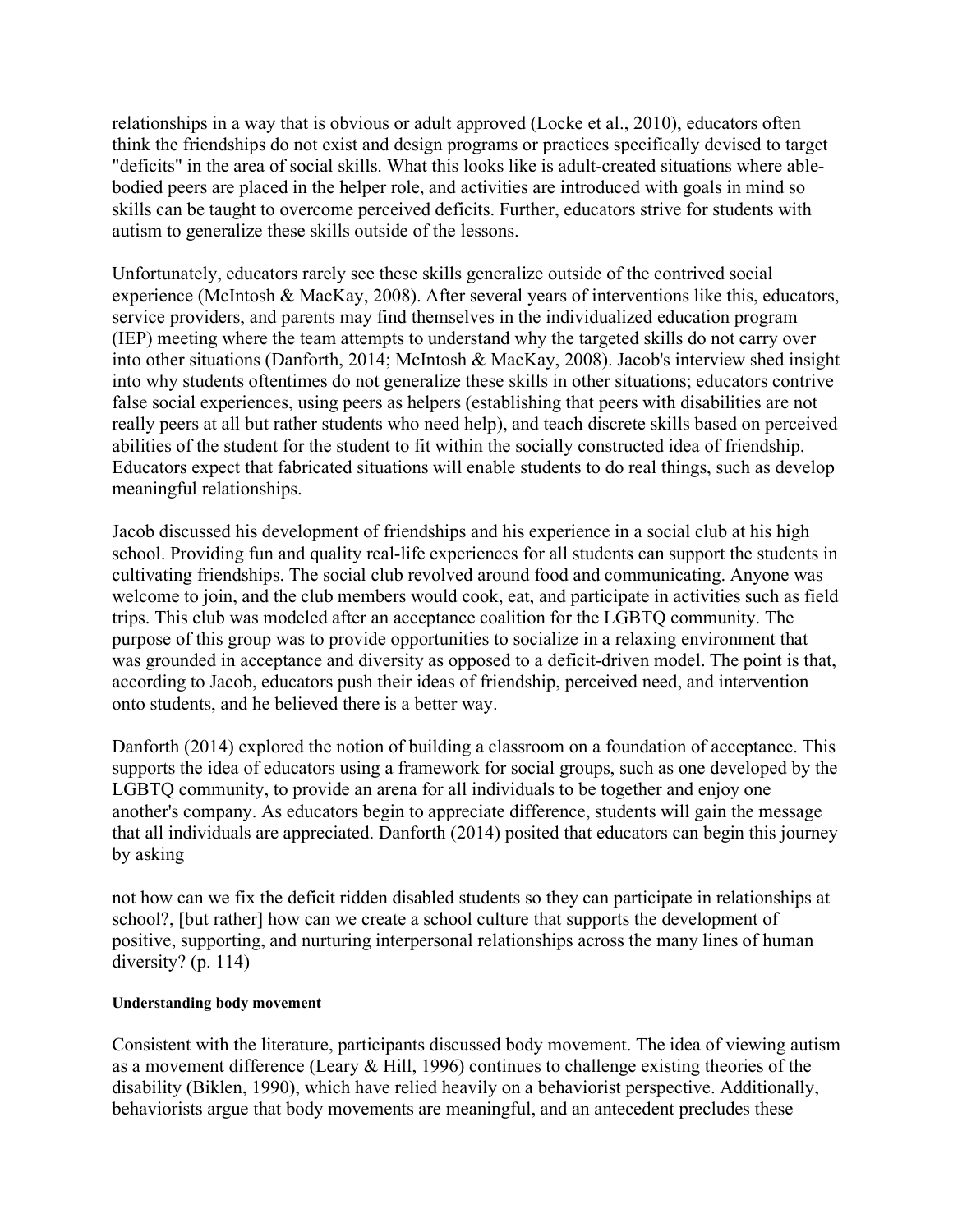relationships in a way that is obvious or adult approved (Locke et al., 2010), educators often think the friendships do not exist and design programs or practices specifically devised to target "deficits" in the area of social skills. What this looks like is adult-created situations where able-bodied peers are placed in the helper role, and activities are introduced with goals in mind so skills can be taught to overcome perceived deficits. Further, educators strive for students with autism to generalize these skills outside of the lessons.

Unfortunately, educators rarely see these skills generalize outside of the contrived social experience (McIntosh & MacKay, 2008). After several years of interventions like this, educators, service providers, and parents may find themselves in the individualized education program (IEP) meeting where the team attempts to understand why the targeted skills do not carry over into other situations (Danforth, 2014; McIntosh & MacKay, 2008). Jacob's interview shed insight into why students oftentimes do not generalize these skills in other situations; educators contrive false social experiences, using peers as helpers (establishing that peers with disabilities are not really peers at all but rather students who need help), and teach discrete skills based on perceived abilities of the student for the student to fit within the socially constructed idea of friendship. Educators expect that fabricated situations will enable students to do real things, such as develop meaningful relationships.

Jacob discussed his development of friendships and his experience in a social club at his high school. Providing fun and quality real-life experiences for all students can support the students in cultivating friendships. The social club revolved around food and communicating. Anyone was welcome to join, and the club members would cook, eat, and participate in activities such as field trips. This club was modeled after an acceptance coalition for the LGBTQ community. The purpose of this group was to provide opportunities to socialize in a relaxing environment that was grounded in acceptance and diversity as opposed to a deficit-driven model. The point is that, according to Jacob, educators push their ideas of friendship, perceived need, and intervention onto students, and he believed there is a better way.

Danforth (2014) explored the notion of building a classroom on a foundation of acceptance. This supports the idea of educators using a framework for social groups, such as one developed by the LGBTQ community, to provide an arena for all individuals to be together and enjoy one another's company. As educators begin to appreciate difference, students will gain the message that all individuals are appreciated. Danforth (2014) posited that educators can begin this journey by asking

> not how can we fix the deficit ridden disabled students so they can participate in relationships at school?, [but rather] how can we create a school culture that supports the development of positive, supporting, and nurturing interpersonal relationships across the many lines of human diversity? (p. 114)

#### Understanding body movement

Consistent with the literature, participants discussed body movement. The idea of viewing autism as a movement difference (Leary & Hill, 1996) continues to challenge existing theories of the disability (Biklen, 1990), which have relied heavily on a behaviorist perspective. Additionally, behaviorists argue that body movements are meaningful, and an antecedent precludes these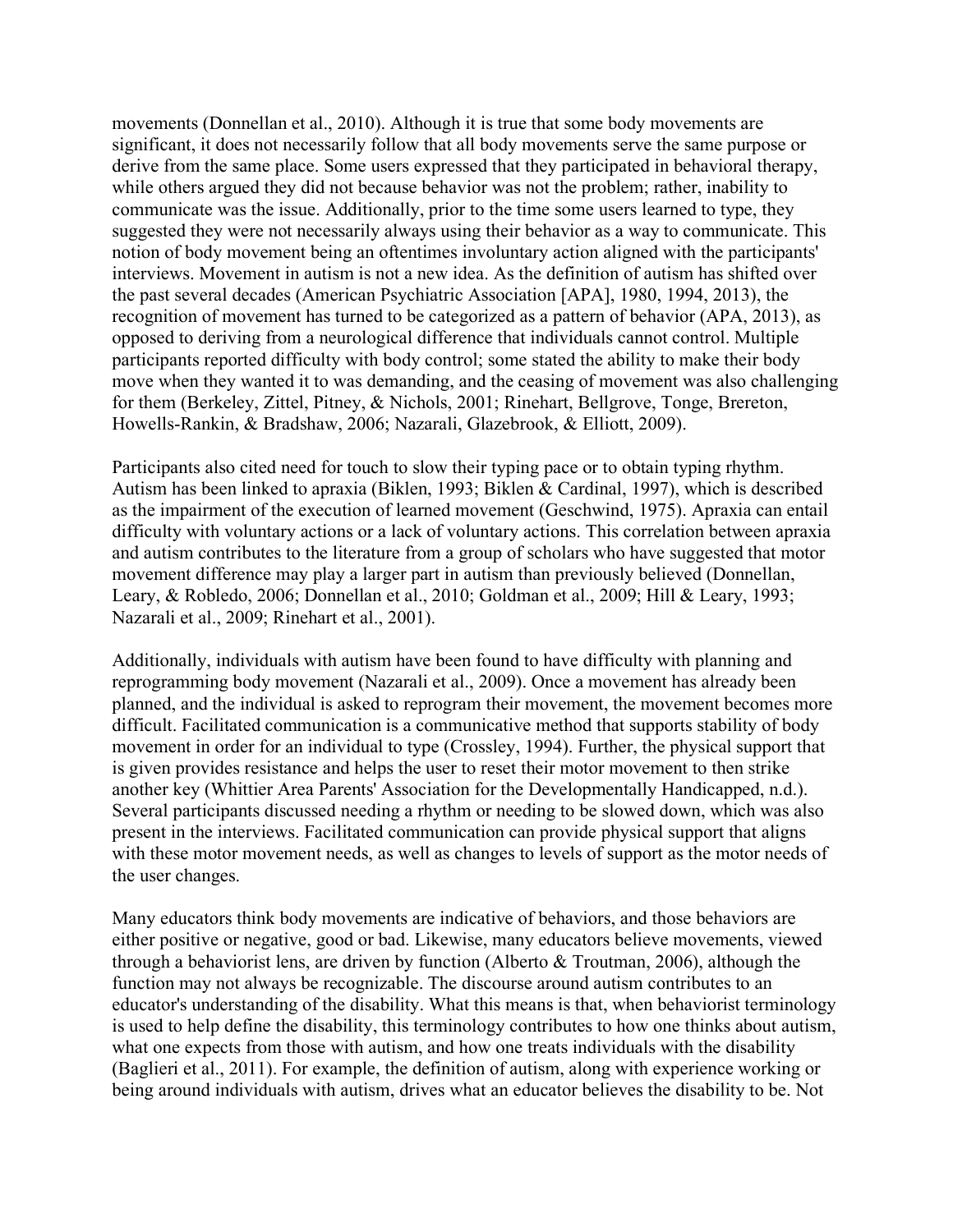movements (Donnellan et al., 2010). Although it is true that some body movements are significant, it does not necessarily follow that all body movements serve the same purpose or derive from the same place. Some users expressed that they participated in behavioral therapy, while others argued they did not because behavior was not the problem; rather, inability to communicate was the issue. Additionally, prior to the time some users learned to type, they suggested they were not necessarily always using their behavior as a way to communicate. This notion of body movement being an oftentimes involuntary action aligned with the participants' interviews. Movement in autism is not a new idea. As the definition of autism has shifted over the past several decades (American Psychiatric Association [APA], 1980, 1994, 2013), the recognition of movement has turned to be categorized as a pattern of behavior (APA, 2013), as opposed to deriving from a neurological difference that individuals cannot control. Multiple participants reported difficulty with body control; some stated the ability to make their body move when they wanted it to was demanding, and the ceasing of movement was also challenging for them (Berkeley, Zittel, Pitney, & Nichols, 2001; Rinehart, Bellgrove, Tonge, Brereton, Howells-Rankin, & Bradshaw, 2006; Nazarali, Glazebrook, & Elliott, 2009).

Participants also cited need for touch to slow their typing pace or to obtain typing rhythm. Autism has been linked to apraxia (Biklen, 1993; Biklen & Cardinal, 1997), which is described as the impairment of the execution of learned movement (Geschwind, 1975). Apraxia can entail difficulty with voluntary actions or a lack of voluntary actions. This correlation between apraxia and autism contributes to the literature from a group of scholars who have suggested that motor movement difference may play a larger part in autism than previously believed (Donnellan, Leary, & Robledo, 2006; Donnellan et al., 2010; Goldman et al., 2009; Hill & Leary, 1993; Nazarali et al., 2009; Rinehart et al., 2001).

Additionally, individuals with autism have been found to have difficulty with planning and reprogramming body movement (Nazarali et al., 2009). Once a movement has already been planned, and the individual is asked to reprogram their movement, the movement becomes more difficult. Facilitated communication is a communicative method that supports stability of body movement in order for an individual to type (Crossley, 1994). Further, the physical support that is given provides resistance and helps the user to reset their motor movement to then strike another key (Whittier Area Parents' Association for the Developmentally Handicapped, n.d.). Several participants discussed needing a rhythm or needing to be slowed down, which was also present in the interviews. Facilitated communication can provide physical support that aligns with these motor movement needs, as well as changes to levels of support as the motor needs of the user changes.

Many educators think body movements are indicative of behaviors, and those behaviors are either positive or negative, good or bad. Likewise, many educators believe movements, viewed through a behaviorist lens, are driven by function (Alberto & Troutman, 2006), although the function may not always be recognizable. The discourse around autism contributes to an educator's understanding of the disability. What this means is that, when behaviorist terminology is used to help define the disability, this terminology contributes to how one thinks about autism, what one expects from those with autism, and how one treats individuals with the disability (Baglieri et al., 2011). For example, the definition of autism, along with experience working or being around individuals with autism, drives what an educator believes the disability to be. Not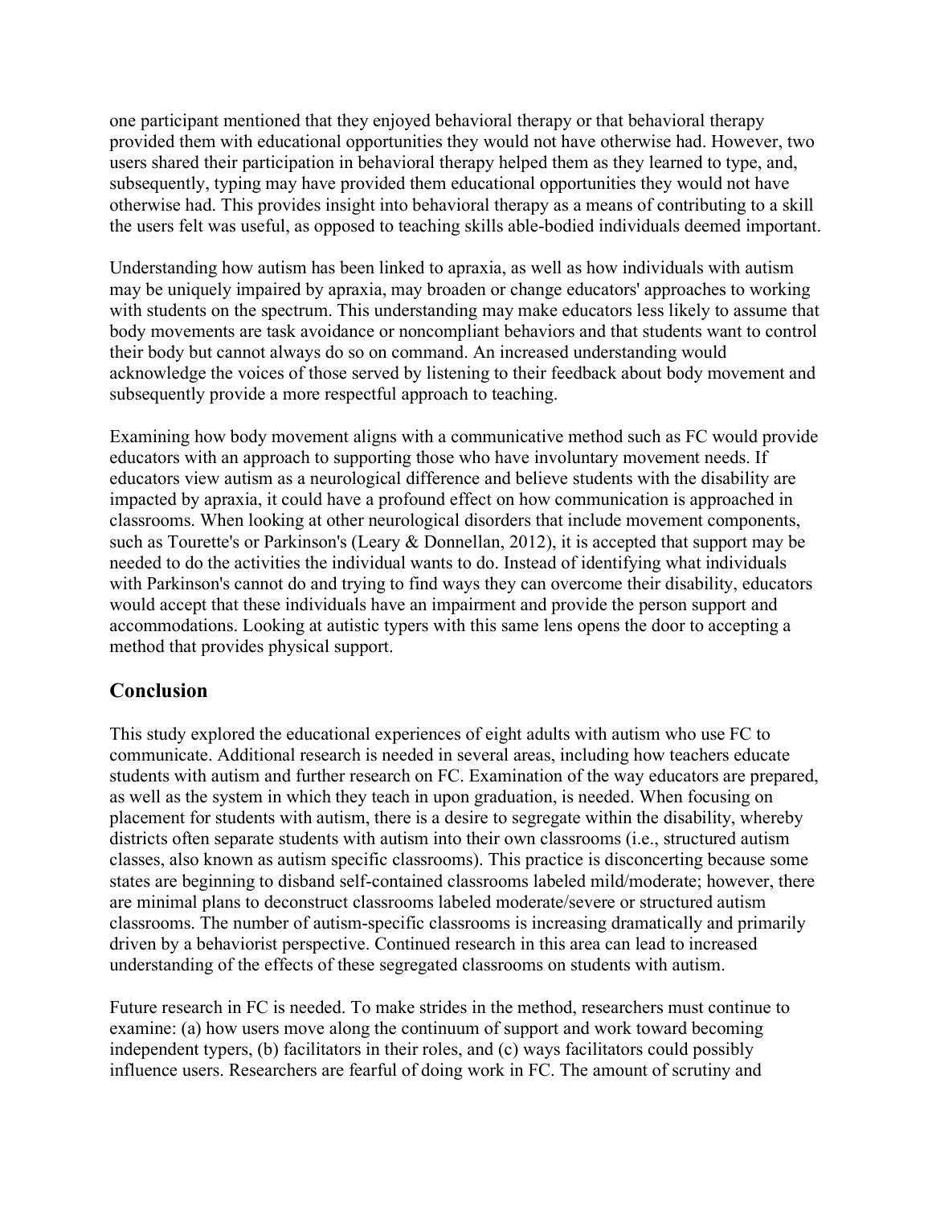one participant mentioned that they enjoyed behavioral therapy or that behavioral therapy provided them with educational opportunities they would not have otherwise had. However, two users shared their participation in behavioral therapy helped them as they learned to type, and, subsequently, typing may have provided them educational opportunities they would not have otherwise had. This provides insight into behavioral therapy as a means of contributing to a skill the users felt was useful, as opposed to teaching skills able-bodied individuals deemed important.

Understanding how autism has been linked to apraxia, as well as how individuals with autism may be uniquely impaired by apraxia, may broaden or change educators' approaches to working with students on the spectrum. This understanding may make educators less likely to assume that body movements are task avoidance or noncompliant behaviors and that students want to control their body but cannot always do so on command. An increased understanding would acknowledge the voices of those served by listening to their feedback about body movement and subsequently provide a more respectful approach to teaching.

Examining how body movement aligns with a communicative method such as FC would provide educators with an approach to supporting those who have involuntary movement needs. If educators view autism as a neurological difference and believe students with the disability are impacted by apraxia, it could have a profound effect on how communication is approached in classrooms. When looking at other neurological disorders that include movement components, such as Tourette's or Parkinson's (Leary & Donnellan, 2012), it is accepted that support may be needed to do the activities the individual wants to do. Instead of identifying what individuals with Parkinson's cannot do and trying to find ways they can overcome their disability, educators would accept that these individuals have an impairment and provide the person support and accommodations. Looking at autistic typers with this same lens opens the door to accepting a method that provides physical support.

## Conclusion

This study explored the educational experiences of eight adults with autism who use FC to communicate. Additional research is needed in several areas, including how teachers educate students with autism and further research on FC. Examination of the way educators are prepared, as well as the system in which they teach in upon graduation, is needed. When focusing on placement for students with autism, there is a desire to segregate within the disability, whereby districts often separate students with autism into their own classrooms (i.e., structured autism classes, also known as autism specific classrooms). This practice is disconcerting because some states are beginning to disband self-contained classrooms labeled mild/moderate; however, there are minimal plans to deconstruct classrooms labeled moderate/severe or structured autism classrooms. The number of autism-specific classrooms is increasing dramatically and primarily driven by a behaviorist perspective. Continued research in this area can lead to increased understanding of the effects of these segregated classrooms on students with autism.

Future research in FC is needed. To make strides in the method, researchers must continue to examine: (a) how users move along the continuum of support and work toward becoming independent typers, (b) facilitators in their roles, and (c) ways facilitators could possibly influence users. Researchers are fearful of doing work in FC. The amount of scrutiny and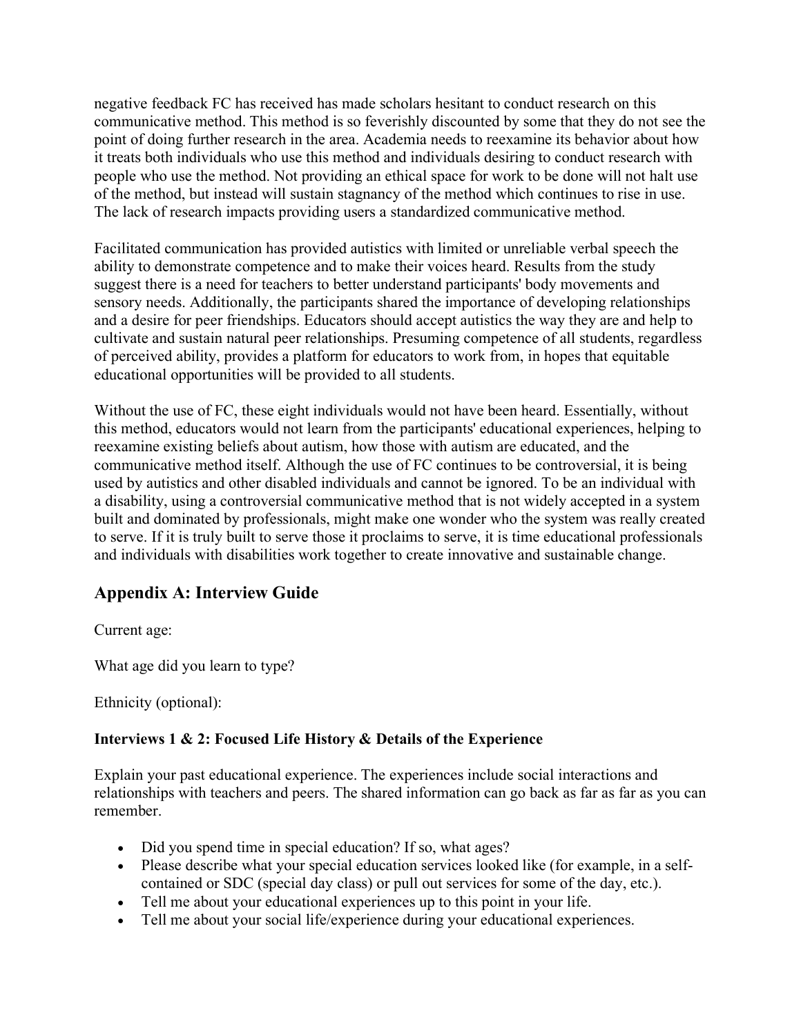negative feedback FC has received has made scholars hesitant to conduct research on this communicative method. This method is so feverishly discounted by some that they do not see the point of doing further research in the area. Academia needs to reexamine its behavior about how it treats both individuals who use this method and individuals desiring to conduct research with people who use the method. Not providing an ethical space for work to be done will not halt use of the method, but instead will sustain stagnancy of the method which continues to rise in use. The lack of research impacts providing users a standardized communicative method.

Facilitated communication has provided autistics with limited or unreliable verbal speech the ability to demonstrate competence and to make their voices heard. Results from the study suggest there is a need for teachers to better understand participants' body movements and sensory needs. Additionally, the participants shared the importance of developing relationships and a desire for peer friendships. Educators should accept autistics the way they are and help to cultivate and sustain natural peer relationships. Presuming competence of all students, regardless of perceived ability, provides a platform for educators to work from, in hopes that equitable educational opportunities will be provided to all students.

Without the use of FC, these eight individuals would not have been heard. Essentially, without this method, educators would not learn from the participants' educational experiences, helping to reexamine existing beliefs about autism, how those with autism are educated, and the communicative method itself. Although the use of FC continues to be controversial, it is being used by autistics and other disabled individuals and cannot be ignored. To be an individual with a disability, using a controversial communicative method that is not widely accepted in a system built and dominated by professionals, might make one wonder who the system was really created to serve. If it is truly built to serve those it proclaims to serve, it is time educational professionals and individuals with disabilities work together to create innovative and sustainable change.

## Appendix A: Interview Guide

Current age:

What age did you learn to type?

Ethnicity (optional):

**Interviews 1 & 2: Focused Life History & Details of the Experience**

Explain your past educational experience. The experiences include social interactions and relationships with teachers and peers. The shared information can go back as far as far as you can remember.

- Did you spend time in special education? If so, what ages?
- Please describe what your special education services looked like (for example, in a self-contained or SDC (special day class) or pull out services for some of the day, etc.).
- Tell me about your educational experiences up to this point in your life.
- Tell me about your social life/experience during your educational experiences.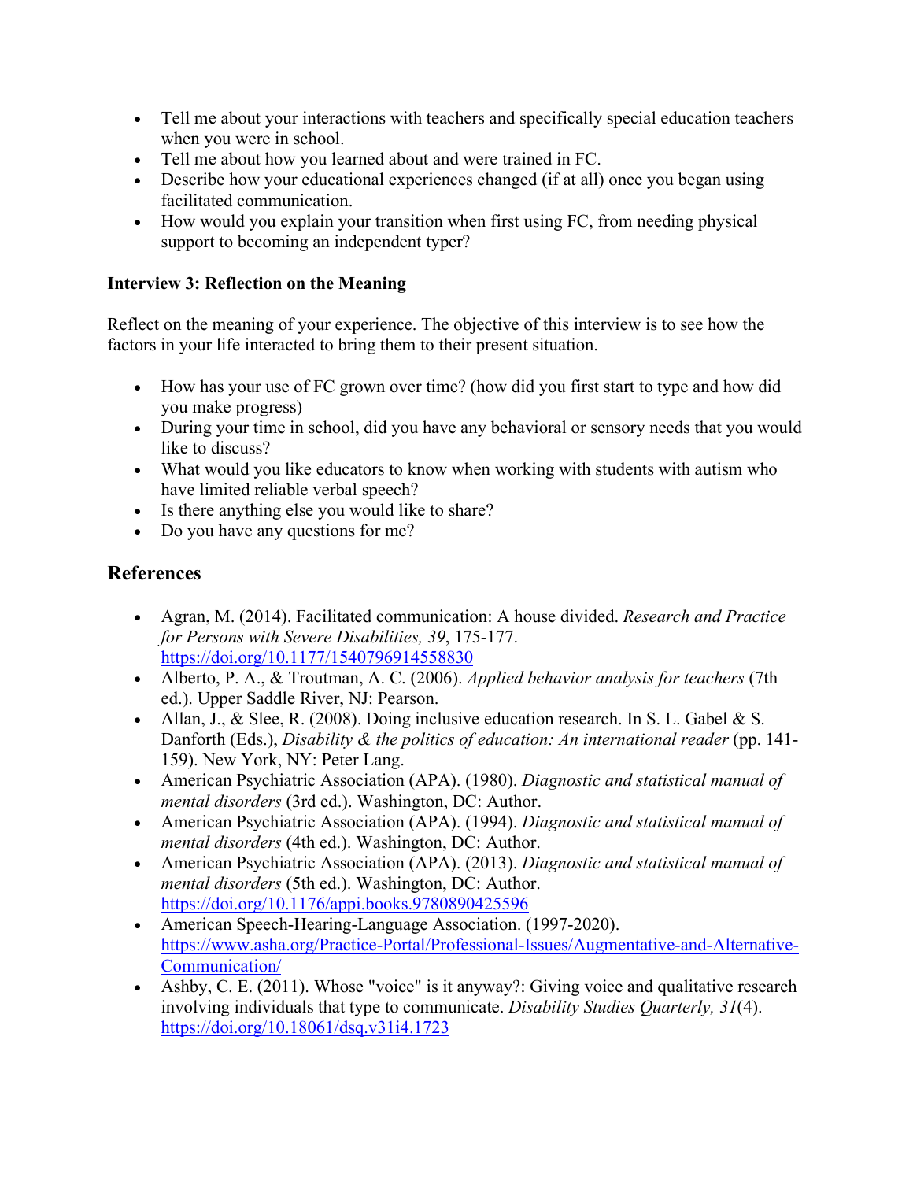- Tell me about your interactions with teachers and specifically special education teachers when you were in school.
- Tell me about how you learned about and were trained in FC.
- Describe how your educational experiences changed (if at all) once you began using facilitated communication.
- How would you explain your transition when first using FC, from needing physical support to becoming an independent typer?

**Interview 3: Reflection on the Meaning**

Reflect on the meaning of your experience. The objective of this interview is to see how the factors in your life interacted to bring them to their present situation.

- How has your use of FC grown over time? (how did you first start to type and how did you make progress)
- During your time in school, did you have any behavioral or sensory needs that you would like to discuss?
- What would you like educators to know when working with students with autism who have limited reliable verbal speech?
- Is there anything else you would like to share?
- Do you have any questions for me?

## References

- Agran, M. (2014). Facilitated communication: A house divided. *Research and Practice for Persons with Severe Disabilities, 39*, 175-177. https://doi.org/10.1177/1540796914558830
- Alberto, P. A., & Troutman, A. C. (2006). *Applied behavior analysis for teachers* (7th ed.). Upper Saddle River, NJ: Pearson.
- Allan, J., & Slee, R. (2008). Doing inclusive education research. In S. L. Gabel & S. Danforth (Eds.), *Disability & the politics of education: An international reader* (pp. 141-159). New York, NY: Peter Lang.
- American Psychiatric Association (APA). (1980). *Diagnostic and statistical manual of mental disorders* (3rd ed.). Washington, DC: Author.
- American Psychiatric Association (APA). (1994). *Diagnostic and statistical manual of mental disorders* (4th ed.). Washington, DC: Author.
- American Psychiatric Association (APA). (2013). *Diagnostic and statistical manual of mental disorders* (5th ed.). Washington, DC: Author. https://doi.org/10.1176/appi.books.9780890425596
- American Speech-Hearing-Language Association. (1997-2020). https://www.asha.org/Practice-Portal/Professional-Issues/Augmentative-and-Alternative-Communication/
- Ashby, C. E. (2011). Whose "voice" is it anyway?: Giving voice and qualitative research involving individuals that type to communicate. *Disability Studies Quarterly, 31*(4). https://doi.org/10.18061/dsq.v31i4.1723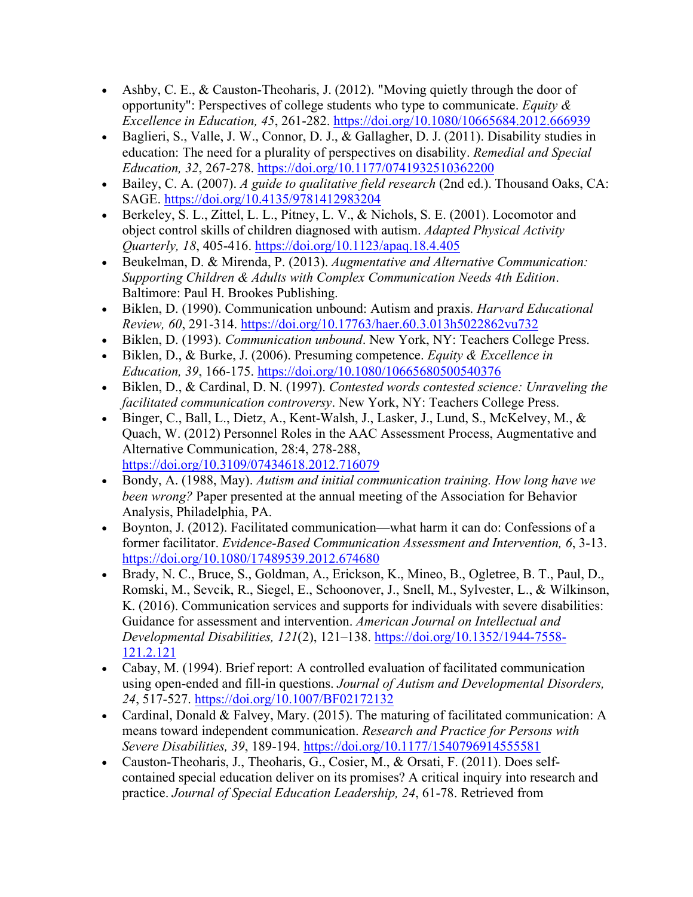- Ashby, C. E., & Causton-Theoharis, J. (2012). "Moving quietly through the door of opportunity": Perspectives of college students who type to communicate. *Equity & Excellence in Education, 45*, 261-282. https://doi.org/10.1080/10665684.2012.666939
- Baglieri, S., Valle, J. W., Connor, D. J., & Gallagher, D. J. (2011). Disability studies in education: The need for a plurality of perspectives on disability. *Remedial and Special Education, 32*, 267-278. https://doi.org/10.1177/0741932510362200
- Bailey, C. A. (2007). *A guide to qualitative field research* (2nd ed.). Thousand Oaks, CA: SAGE. https://doi.org/10.4135/9781412983204
- Berkeley, S. L., Zittel, L. L., Pitney, L. V., & Nichols, S. E. (2001). Locomotor and object control skills of children diagnosed with autism. *Adapted Physical Activity Quarterly, 18*, 405-416. https://doi.org/10.1123/apaq.18.4.405
- Beukelman, D. & Mirenda, P. (2013). *Augmentative and Alternative Communication: Supporting Children & Adults with Complex Communication Needs 4th Edition*. Baltimore: Paul H. Brookes Publishing.
- Biklen, D. (1990). Communication unbound: Autism and praxis. *Harvard Educational Review, 60*, 291-314. https://doi.org/10.17763/haer.60.3.013h5022862vu732
- Biklen, D. (1993). *Communication unbound*. New York, NY: Teachers College Press.
- Biklen, D., & Burke, J. (2006). Presuming competence. *Equity & Excellence in Education, 39*, 166-175. https://doi.org/10.1080/10665680500540376
- Biklen, D., & Cardinal, D. N. (1997). *Contested words contested science: Unraveling the facilitated communication controversy*. New York, NY: Teachers College Press.
- Binger, C., Ball, L., Dietz, A., Kent-Walsh, J., Lasker, J., Lund, S., McKelvey, M., & Quach, W. (2012) Personnel Roles in the AAC Assessment Process, Augmentative and Alternative Communication, 28:4, 278-288, https://doi.org/10.3109/07434618.2012.716079
- Bondy, A. (1988, May). *Autism and initial communication training. How long have we been wrong?* Paper presented at the annual meeting of the Association for Behavior Analysis, Philadelphia, PA.
- Boynton, J. (2012). Facilitated communication—what harm it can do: Confessions of a former facilitator. *Evidence-Based Communication Assessment and Intervention, 6*, 3-13. https://doi.org/10.1080/17489539.2012.674680
- Brady, N. C., Bruce, S., Goldman, A., Erickson, K., Mineo, B., Ogletree, B. T., Paul, D., Romski, M., Sevcik, R., Siegel, E., Schoonover, J., Snell, M., Sylvester, L., & Wilkinson, K. (2016). Communication services and supports for individuals with severe disabilities: Guidance for assessment and intervention. *American Journal on Intellectual and Developmental Disabilities, 121*(2), 121–138. https://doi.org/10.1352/1944-7558-121.2.121
- Cabay, M. (1994). Brief report: A controlled evaluation of facilitated communication using open-ended and fill-in questions. *Journal of Autism and Developmental Disorders, 24*, 517-527. https://doi.org/10.1007/BF02172132
- Cardinal, Donald & Falvey, Mary. (2015). The maturing of facilitated communication: A means toward independent communication. *Research and Practice for Persons with Severe Disabilities, 39*, 189-194. https://doi.org/10.1177/1540796914555581
- Causton-Theoharis, J., Theoharis, G., Cosier, M., & Orsati, F. (2011). Does self-contained special education deliver on its promises? A critical inquiry into research and practice. *Journal of Special Education Leadership, 24*, 61-78. Retrieved from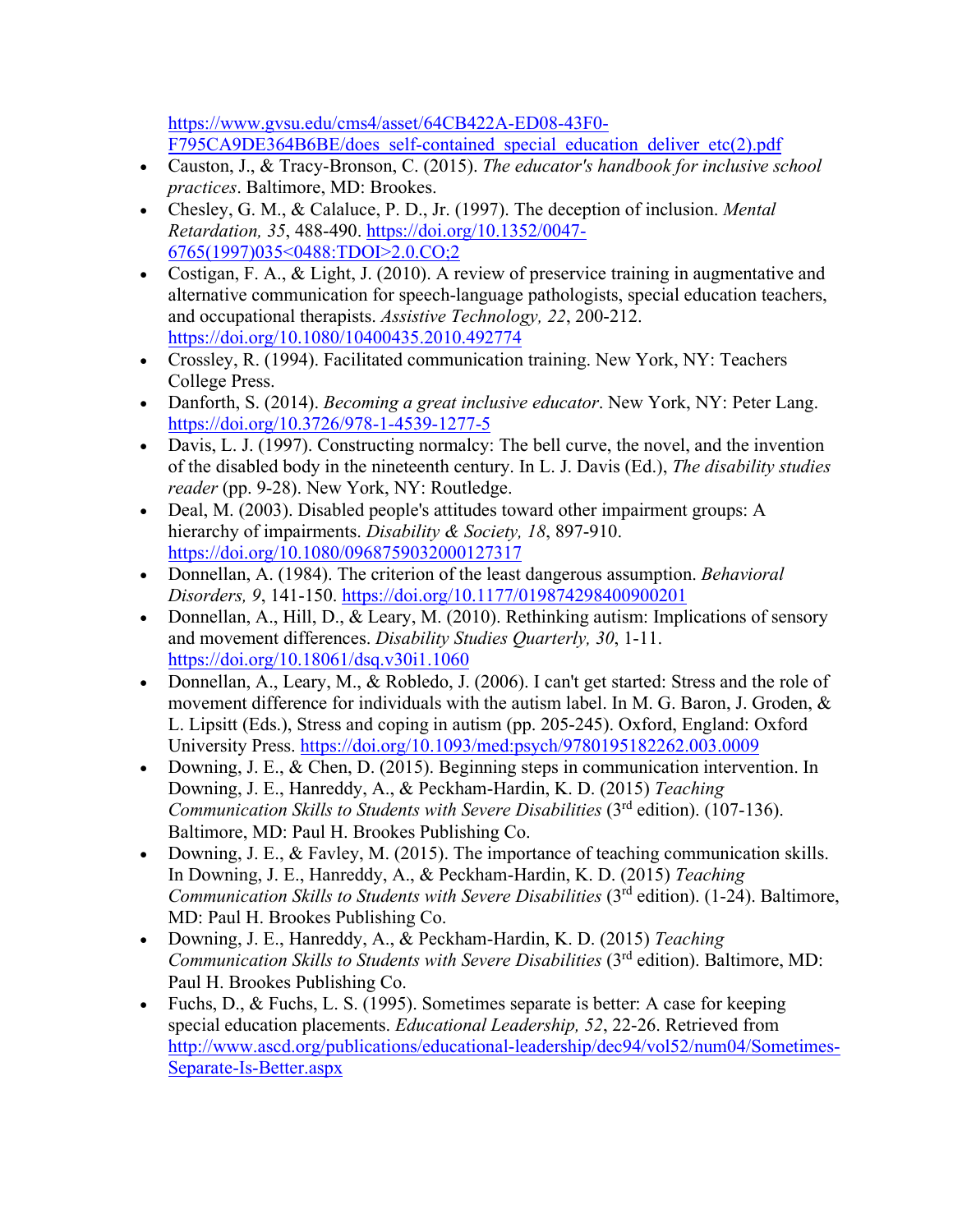https://www.gvsu.edu/cms4/asset/64CB422A-ED08-43F0-F795CA9DE364B6BE/does_self-contained_special_education_deliver_etc(2).pdf

- Causton, J., & Tracy-Bronson, C. (2015). *The educator's handbook for inclusive school practices*. Baltimore, MD: Brookes.
- Chesley, G. M., & Calaluce, P. D., Jr. (1997). The deception of inclusion. *Mental Retardation, 35*, 488-490. https://doi.org/10.1352/0047-6765(1997)035<0488:TDOI>2.0.CO;2
- Costigan, F. A., & Light, J. (2010). A review of preservice training in augmentative and alternative communication for speech-language pathologists, special education teachers, and occupational therapists. *Assistive Technology, 22*, 200-212. https://doi.org/10.1080/10400435.2010.492774
- Crossley, R. (1994). Facilitated communication training. New York, NY: Teachers College Press.
- Danforth, S. (2014). *Becoming a great inclusive educator*. New York, NY: Peter Lang. https://doi.org/10.3726/978-1-4539-1277-5
- Davis, L. J. (1997). Constructing normalcy: The bell curve, the novel, and the invention of the disabled body in the nineteenth century. In L. J. Davis (Ed.), *The disability studies reader* (pp. 9-28). New York, NY: Routledge.
- Deal, M. (2003). Disabled people's attitudes toward other impairment groups: A hierarchy of impairments. *Disability & Society, 18*, 897-910. https://doi.org/10.1080/0968759032000127317
- Donnellan, A. (1984). The criterion of the least dangerous assumption. *Behavioral Disorders, 9*, 141-150. https://doi.org/10.1177/019874298400900201
- Donnellan, A., Hill, D., & Leary, M. (2010). Rethinking autism: Implications of sensory and movement differences. *Disability Studies Quarterly, 30*, 1-11. https://doi.org/10.18061/dsq.v30i1.1060
- Donnellan, A., Leary, M., & Robledo, J. (2006). I can't get started: Stress and the role of movement difference for individuals with the autism label. In M. G. Baron, J. Groden, & L. Lipsitt (Eds.), Stress and coping in autism (pp. 205-245). Oxford, England: Oxford University Press. https://doi.org/10.1093/med:psych/9780195182262.003.0009
- Downing, J. E., & Chen, D. (2015). Beginning steps in communication intervention. In Downing, J. E., Hanreddy, A., & Peckham-Hardin, K. D. (2015) *Teaching Communication Skills to Students with Severe Disabilities* (3rd edition). (107-136). Baltimore, MD: Paul H. Brookes Publishing Co.
- Downing, J. E., & Favley, M. (2015). The importance of teaching communication skills. In Downing, J. E., Hanreddy, A., & Peckham-Hardin, K. D. (2015) *Teaching Communication Skills to Students with Severe Disabilities* (3rd edition). (1-24). Baltimore, MD: Paul H. Brookes Publishing Co.
- Downing, J. E., Hanreddy, A., & Peckham-Hardin, K. D. (2015) *Teaching Communication Skills to Students with Severe Disabilities* (3rd edition). Baltimore, MD: Paul H. Brookes Publishing Co.
- Fuchs, D., & Fuchs, L. S. (1995). Sometimes separate is better: A case for keeping special education placements. *Educational Leadership, 52*, 22-26. Retrieved from http://www.ascd.org/publications/educational-leadership/dec94/vol52/num04/Sometimes-Separate-Is-Better.aspx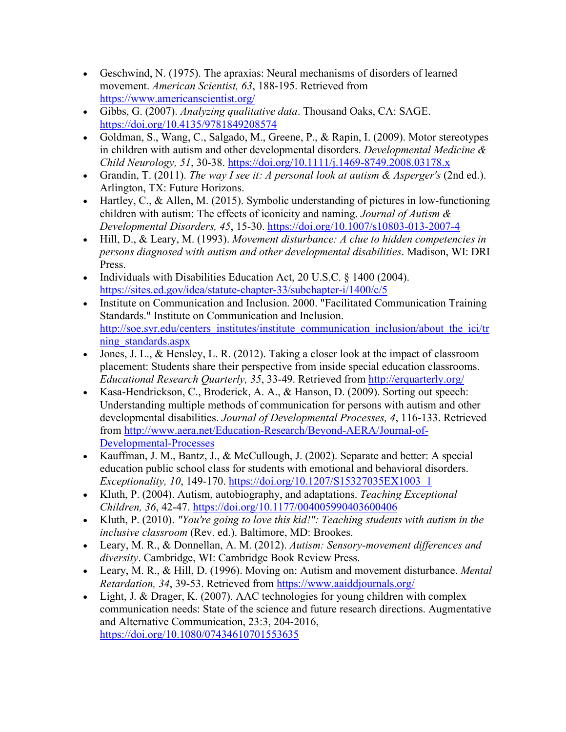- Geschwind, N. (1975). The apraxias: Neural mechanisms of disorders of learned movement. *American Scientist, 63*, 188-195. Retrieved from https://www.americanscientist.org/
- Gibbs, G. (2007). *Analyzing qualitative data*. Thousand Oaks, CA: SAGE. https://doi.org/10.4135/9781849208574
- Goldman, S., Wang, C., Salgado, M., Greene, P., & Rapin, I. (2009). Motor stereotypes in children with autism and other developmental disorders. *Developmental Medicine & Child Neurology, 51*, 30-38. https://doi.org/10.1111/j.1469-8749.2008.03178.x
- Grandin, T. (2011). *The way I see it: A personal look at autism & Asperger's* (2nd ed.). Arlington, TX: Future Horizons.
- Hartley, C., & Allen, M. (2015). Symbolic understanding of pictures in low-functioning children with autism: The effects of iconicity and naming. *Journal of Autism & Developmental Disorders, 45*, 15-30. https://doi.org/10.1007/s10803-013-2007-4
- Hill, D., & Leary, M. (1993). *Movement disturbance: A clue to hidden competencies in persons diagnosed with autism and other developmental disabilities*. Madison, WI: DRI Press.
- Individuals with Disabilities Education Act, 20 U.S.C. § 1400 (2004). https://sites.ed.gov/idea/statute-chapter-33/subchapter-i/1400/c/5
- Institute on Communication and Inclusion. 2000. "Facilitated Communication Training Standards." Institute on Communication and Inclusion. http://soe.syr.edu/centers_institutes/institute_communication_inclusion/about_the_ici/trning_standards.aspx
- Jones, J. L., & Hensley, L. R. (2012). Taking a closer look at the impact of classroom placement: Students share their perspective from inside special education classrooms. *Educational Research Quarterly, 35*, 33-49. Retrieved from http://erquarterly.org/
- Kasa-Hendrickson, C., Broderick, A. A., & Hanson, D. (2009). Sorting out speech: Understanding multiple methods of communication for persons with autism and other developmental disabilities. *Journal of Developmental Processes, 4*, 116-133. Retrieved from http://www.aera.net/Education-Research/Beyond-AERA/Journal-of-Developmental-Processes
- Kauffman, J. M., Bantz, J., & McCullough, J. (2002). Separate and better: A special education public school class for students with emotional and behavioral disorders. *Exceptionality, 10*, 149-170. https://doi.org/10.1207/S15327035EX1003_1
- Kluth, P. (2004). Autism, autobiography, and adaptations. *Teaching Exceptional Children, 36*, 42-47. https://doi.org/10.1177/004005990403600406
- Kluth, P. (2010). *"You're going to love this kid!": Teaching students with autism in the inclusive classroom* (Rev. ed.). Baltimore, MD: Brookes.
- Leary, M. R., & Donnellan, A. M. (2012). *Autism: Sensory-movement differences and diversity*. Cambridge, WI: Cambridge Book Review Press.
- Leary, M. R., & Hill, D. (1996). Moving on: Autism and movement disturbance. *Mental Retardation, 34*, 39-53. Retrieved from https://www.aaiddjournals.org/
- Light, J. & Drager, K. (2007). AAC technologies for young children with complex communication needs: State of the science and future research directions. Augmentative and Alternative Communication, 23:3, 204-2016, https://doi.org/10.1080/07434610701553635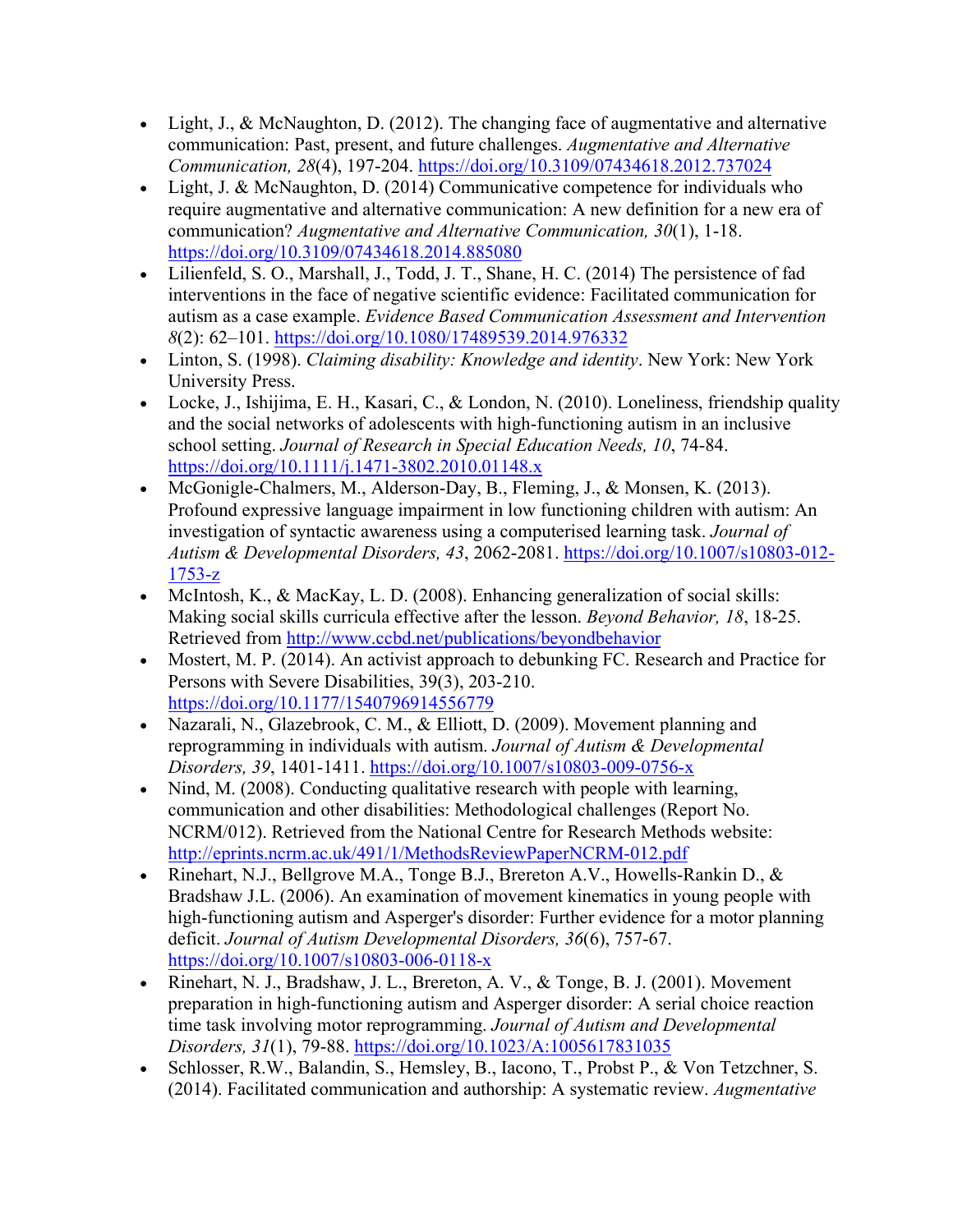- Light, J., & McNaughton, D. (2012). The changing face of augmentative and alternative communication: Past, present, and future challenges. *Augmentative and Alternative Communication, 28*(4), 197-204. https://doi.org/10.3109/07434618.2012.737024
- Light, J. & McNaughton, D. (2014) Communicative competence for individuals who require augmentative and alternative communication: A new definition for a new era of communication? *Augmentative and Alternative Communication, 30*(1), 1-18. https://doi.org/10.3109/07434618.2014.885080
- Lilienfeld, S. O., Marshall, J., Todd, J. T., Shane, H. C. (2014) The persistence of fad interventions in the face of negative scientific evidence: Facilitated communication for autism as a case example. *Evidence Based Communication Assessment and Intervention 8*(2): 62–101. https://doi.org/10.1080/17489539.2014.976332
- Linton, S. (1998). *Claiming disability: Knowledge and identity*. New York: New York University Press.
- Locke, J., Ishijima, E. H., Kasari, C., & London, N. (2010). Loneliness, friendship quality and the social networks of adolescents with high-functioning autism in an inclusive school setting. *Journal of Research in Special Education Needs, 10*, 74-84. https://doi.org/10.1111/j.1471-3802.2010.01148.x
- McGonigle-Chalmers, M., Alderson-Day, B., Fleming, J., & Monsen, K. (2013). Profound expressive language impairment in low functioning children with autism: An investigation of syntactic awareness using a computerised learning task. *Journal of Autism & Developmental Disorders, 43*, 2062-2081. https://doi.org/10.1007/s10803-012-1753-z
- McIntosh, K., & MacKay, L. D. (2008). Enhancing generalization of social skills: Making social skills curricula effective after the lesson. *Beyond Behavior, 18*, 18-25. Retrieved from http://www.ccbd.net/publications/beyondbehavior
- Mostert, M. P. (2014). An activist approach to debunking FC. Research and Practice for Persons with Severe Disabilities, 39(3), 203-210. https://doi.org/10.1177/1540796914556779
- Nazarali, N., Glazebrook, C. M., & Elliott, D. (2009). Movement planning and reprogramming in individuals with autism. *Journal of Autism & Developmental Disorders, 39*, 1401-1411. https://doi.org/10.1007/s10803-009-0756-x
- Nind, M. (2008). Conducting qualitative research with people with learning, communication and other disabilities: Methodological challenges (Report No. NCRM/012). Retrieved from the National Centre for Research Methods website: http://eprints.ncrm.ac.uk/491/1/MethodsReviewPaperNCRM-012.pdf
- Rinehart, N.J., Bellgrove M.A., Tonge B.J., Brereton A.V., Howells-Rankin D., & Bradshaw J.L. (2006). An examination of movement kinematics in young people with high-functioning autism and Asperger's disorder: Further evidence for a motor planning deficit. *Journal of Autism Developmental Disorders, 36*(6), 757-67. https://doi.org/10.1007/s10803-006-0118-x
- Rinehart, N. J., Bradshaw, J. L., Brereton, A. V., & Tonge, B. J. (2001). Movement preparation in high-functioning autism and Asperger disorder: A serial choice reaction time task involving motor reprogramming. *Journal of Autism and Developmental Disorders, 31*(1), 79-88. https://doi.org/10.1023/A:1005617831035
- Schlosser, R.W., Balandin, S., Hemsley, B., Iacono, T., Probst P., & Von Tetzchner, S. (2014). Facilitated communication and authorship: A systematic review. *Augmentative*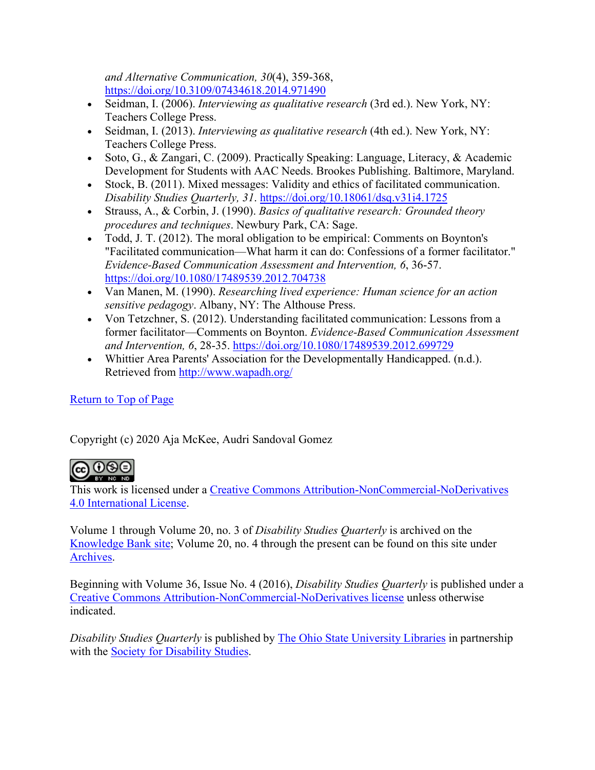*and Alternative Communication, 30*(4), 359-368, https://doi.org/10.3109/07434618.2014.971490

- Seidman, I. (2006). *Interviewing as qualitative research* (3rd ed.). New York, NY: Teachers College Press.
- Seidman, I. (2013). *Interviewing as qualitative research* (4th ed.). New York, NY: Teachers College Press.
- Soto, G., & Zangari, C. (2009). Practically Speaking: Language, Literacy, & Academic Development for Students with AAC Needs. Brookes Publishing. Baltimore, Maryland.
- Stock, B. (2011). Mixed messages: Validity and ethics of facilitated communication. *Disability Studies Quarterly, 31*. https://doi.org/10.18061/dsq.v31i4.1725
- Strauss, A., & Corbin, J. (1990). *Basics of qualitative research: Grounded theory procedures and techniques*. Newbury Park, CA: Sage.
- Todd, J. T. (2012). The moral obligation to be empirical: Comments on Boynton's "Facilitated communication—What harm it can do: Confessions of a former facilitator." *Evidence-Based Communication Assessment and Intervention, 6*, 36-57. https://doi.org/10.1080/17489539.2012.704738
- Van Manen, M. (1990). *Researching lived experience: Human science for an action sensitive pedagogy*. Albany, NY: The Althouse Press.
- Von Tetzchner, S. (2012). Understanding facilitated communication: Lessons from a former facilitator—Comments on Boynton. *Evidence-Based Communication Assessment and Intervention, 6*, 28-35. https://doi.org/10.1080/17489539.2012.699729
- Whittier Area Parents' Association for the Developmentally Handicapped. (n.d.). Retrieved from http://www.wapadh.org/

Return to Top of Page

Copyright (c) 2020 Aja McKee, Audri Sandoval Gomez

This work is licensed under a Creative Commons Attribution-NonCommercial-NoDerivatives 4.0 International License.

Volume 1 through Volume 20, no. 3 of *Disability Studies Quarterly* is archived on the Knowledge Bank site; Volume 20, no. 4 through the present can be found on this site under Archives.

Beginning with Volume 36, Issue No. 4 (2016), *Disability Studies Quarterly* is published under a Creative Commons Attribution-NonCommercial-NoDerivatives license unless otherwise indicated.

*Disability Studies Quarterly* is published by The Ohio State University Libraries in partnership with the Society for Disability Studies.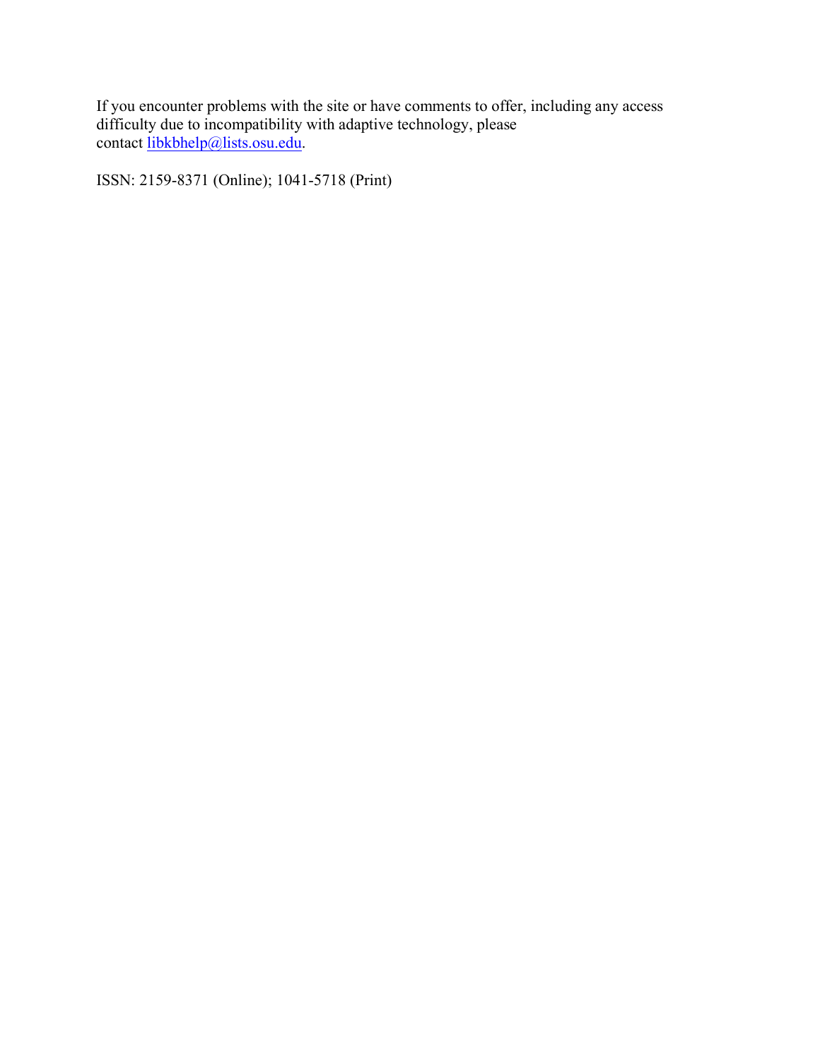If you encounter problems with the site or have comments to offer, including any access difficulty due to incompatibility with adaptive technology, please contact libkbhelp@lists.osu.edu.

ISSN: 2159-8371 (Online); 1041-5718 (Print)